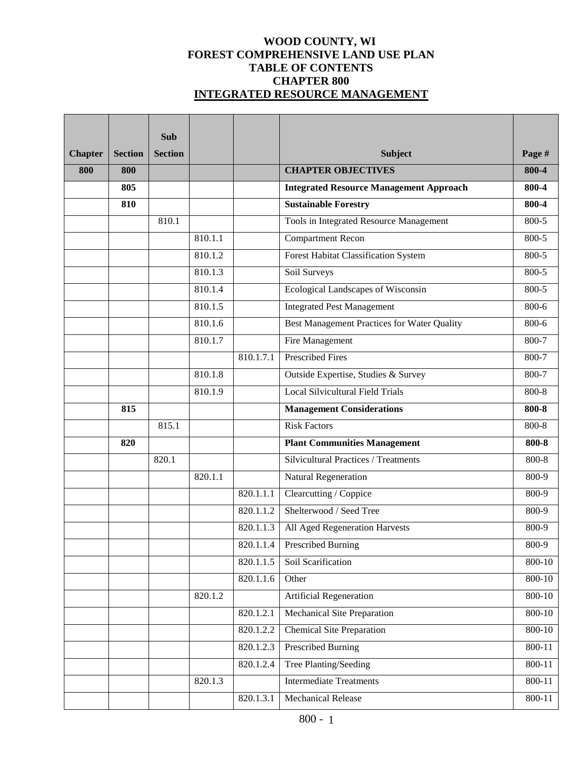# WOOD COUNTY, WI
# FOREST COMPREHENSIVE LAND USE PLAN
# TABLE OF CONTENTS
# CHAPTER 800
# INTEGRATED RESOURCE MANAGEMENT

| Chapter | Section | Sub Section | | | Subject | Page # |
|---|---|---|---|---|---|---|
| **800** | **800** | | | | **CHAPTER OBJECTIVES** | **800-4** |
| | **805** | | | | **Integrated Resource Management Approach** | **800-4** |
| | **810** | | | | **Sustainable Forestry** | **800-4** |
| | | 810.1 | | | Tools in Integrated Resource Management | 800-5 |
| | | | 810.1.1 | | Compartment Recon | 800-5 |
| | | | 810.1.2 | | Forest Habitat Classification System | 800-5 |
| | | | 810.1.3 | | Soil Surveys | 800-5 |
| | | | 810.1.4 | | Ecological Landscapes of Wisconsin | 800-5 |
| | | | 810.1.5 | | Integrated Pest Management | 800-6 |
| | | | 810.1.6 | | Best Management Practices for Water Quality | 800-6 |
| | | | 810.1.7 | | Fire Management | 800-7 |
| | | | | 810.1.7.1 | Prescribed Fires | 800-7 |
| | | | 810.1.8 | | Outside Expertise, Studies & Survey | 800-7 |
| | | | 810.1.9 | | Local Silvicultural Field Trials | 800-8 |
| | **815** | | | | **Management Considerations** | **800-8** |
| | | 815.1 | | | Risk Factors | 800-8 |
| | **820** | | | | **Plant Communities Management** | **800-8** |
| | | 820.1 | | | Silvicultural Practices / Treatments | 800-8 |
| | | | 820.1.1 | | Natural Regeneration | 800-9 |
| | | | | 820.1.1.1 | Clearcutting / Coppice | 800-9 |
| | | | | 820.1.1.2 | Shelterwood / Seed Tree | 800-9 |
| | | | | 820.1.1.3 | All Aged Regeneration Harvests | 800-9 |
| | | | | 820.1.1.4 | Prescribed Burning | 800-9 |
| | | | | 820.1.1.5 | Soil Scarification | 800-10 |
| | | | | 820.1.1.6 | Other | 800-10 |
| | | | 820.1.2 | | Artificial Regeneration | 800-10 |
| | | | | 820.1.2.1 | Mechanical Site Preparation | 800-10 |
| | | | | 820.1.2.2 | Chemical Site Preparation | 800-10 |
| | | | | 820.1.2.3 | Prescribed Burning | 800-11 |
| | | | | 820.1.2.4 | Tree Planting/Seeding | 800-11 |
| | | | 820.1.3 | | Intermediate Treatments | 800-11 |
| | | | | 820.1.3.1 | Mechanical Release | 800-11 |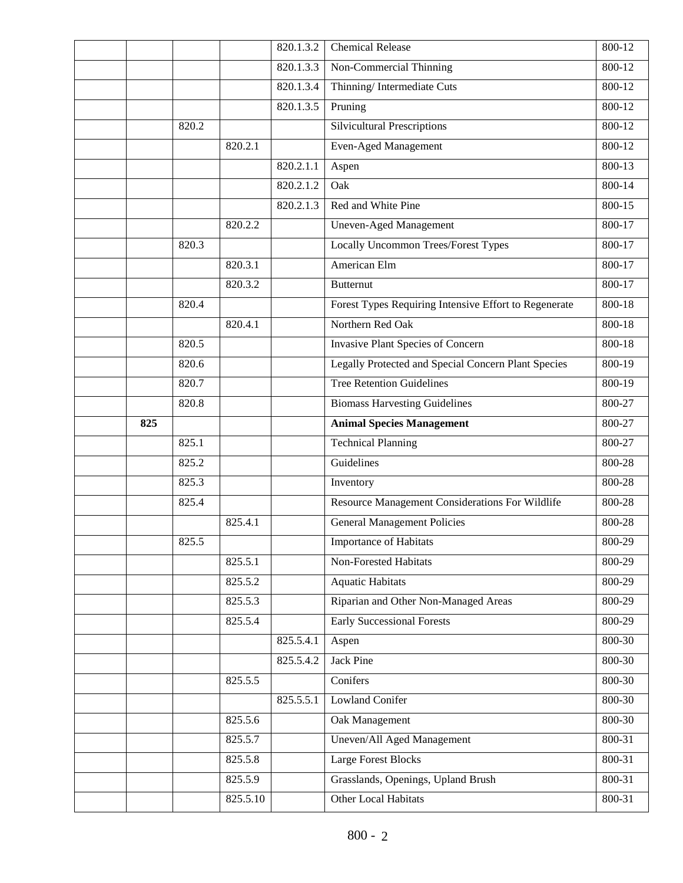| | | | | | | |
|---|---|---|---|---|---|---|
| | | | | 820.1.3.2 | Chemical Release | 800-12 |
| | | | | 820.1.3.3 | Non-Commercial Thinning | 800-12 |
| | | | | 820.1.3.4 | Thinning/ Intermediate Cuts | 800-12 |
| | | | | 820.1.3.5 | Pruning | 800-12 |
| | | 820.2 | | | Silvicultural Prescriptions | 800-12 |
| | | | 820.2.1 | | Even-Aged Management | 800-12 |
| | | | | 820.2.1.1 | Aspen | 800-13 |
| | | | | 820.2.1.2 | Oak | 800-14 |
| | | | | 820.2.1.3 | Red and White Pine | 800-15 |
| | | | 820.2.2 | | Uneven-Aged Management | 800-17 |
| | | 820.3 | | | Locally Uncommon Trees/Forest Types | 800-17 |
| | | | 820.3.1 | | American Elm | 800-17 |
| | | | 820.3.2 | | Butternut | 800-17 |
| | | 820.4 | | | Forest Types Requiring Intensive Effort to Regenerate | 800-18 |
| | | | 820.4.1 | | Northern Red Oak | 800-18 |
| | | 820.5 | | | Invasive Plant Species of Concern | 800-18 |
| | | 820.6 | | | Legally Protected and Special Concern Plant Species | 800-19 |
| | | 820.7 | | | Tree Retention Guidelines | 800-19 |
| | | 820.8 | | | Biomass Harvesting Guidelines | 800-27 |
| | **825** | | | | **Animal Species Management** | 800-27 |
| | | 825.1 | | | Technical Planning | 800-27 |
| | | 825.2 | | | Guidelines | 800-28 |
| | | 825.3 | | | Inventory | 800-28 |
| | | 825.4 | | | Resource Management Considerations For Wildlife | 800-28 |
| | | | 825.4.1 | | General Management Policies | 800-28 |
| | | 825.5 | | | Importance of Habitats | 800-29 |
| | | | 825.5.1 | | Non-Forested Habitats | 800-29 |
| | | | 825.5.2 | | Aquatic Habitats | 800-29 |
| | | | 825.5.3 | | Riparian and Other Non-Managed Areas | 800-29 |
| | | | 825.5.4 | | Early Successional Forests | 800-29 |
| | | | | 825.5.4.1 | Aspen | 800-30 |
| | | | | 825.5.4.2 | Jack Pine | 800-30 |
| | | | 825.5.5 | | Conifers | 800-30 |
| | | | | 825.5.5.1 | Lowland Conifer | 800-30 |
| | | | 825.5.6 | | Oak Management | 800-30 |
| | | | 825.5.7 | | Uneven/All Aged Management | 800-31 |
| | | | 825.5.8 | | Large Forest Blocks | 800-31 |
| | | | 825.5.9 | | Grasslands, Openings, Upland Brush | 800-31 |
| | | | 825.5.10 | | Other Local Habitats | 800-31 |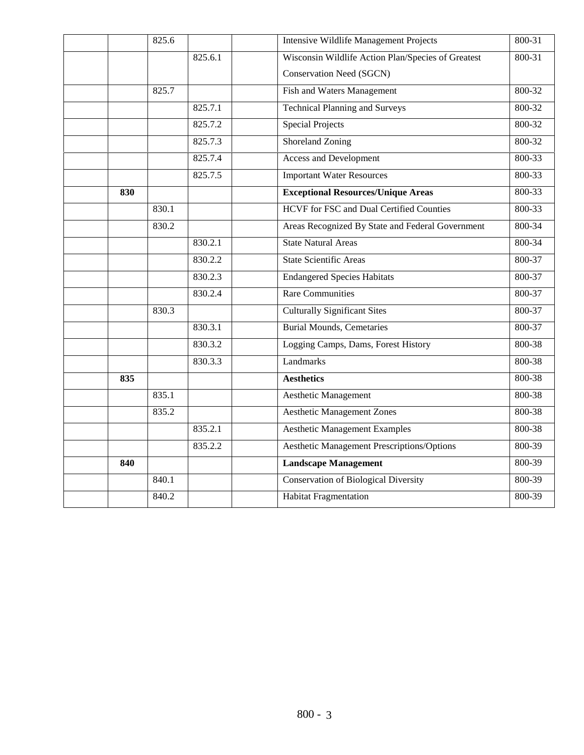| | | | | | | |
|---|---|---|---|---|---|---|
| | | 825.6 | | | Intensive Wildlife Management Projects | 800-31 |
| | | | 825.6.1 | | Wisconsin Wildlife Action Plan/Species of Greatest Conservation Need (SGCN) | 800-31 |
| | | 825.7 | | | Fish and Waters Management | 800-32 |
| | | | 825.7.1 | | Technical Planning and Surveys | 800-32 |
| | | | 825.7.2 | | Special Projects | 800-32 |
| | | | 825.7.3 | | Shoreland Zoning | 800-32 |
| | | | 825.7.4 | | Access and Development | 800-33 |
| | | | 825.7.5 | | Important Water Resources | 800-33 |
| | **830** | | | | **Exceptional Resources/Unique Areas** | 800-33 |
| | | 830.1 | | | HCVF for FSC and Dual Certified Counties | 800-33 |
| | | 830.2 | | | Areas Recognized By State and Federal Government | 800-34 |
| | | | 830.2.1 | | State Natural Areas | 800-34 |
| | | | 830.2.2 | | State Scientific Areas | 800-37 |
| | | | 830.2.3 | | Endangered Species Habitats | 800-37 |
| | | | 830.2.4 | | Rare Communities | 800-37 |
| | | 830.3 | | | Culturally Significant Sites | 800-37 |
| | | | 830.3.1 | | Burial Mounds, Cemetaries | 800-37 |
| | | | 830.3.2 | | Logging Camps, Dams, Forest History | 800-38 |
| | | | 830.3.3 | | Landmarks | 800-38 |
| | **835** | | | | **Aesthetics** | 800-38 |
| | | 835.1 | | | Aesthetic Management | 800-38 |
| | | 835.2 | | | Aesthetic Management Zones | 800-38 |
| | | | 835.2.1 | | Aesthetic Management Examples | 800-38 |
| | | | 835.2.2 | | Aesthetic Management Prescriptions/Options | 800-39 |
| | **840** | | | | **Landscape Management** | 800-39 |
| | | 840.1 | | | Conservation of Biological Diversity | 800-39 |
| | | 840.2 | | | Habitat Fragmentation | 800-39 |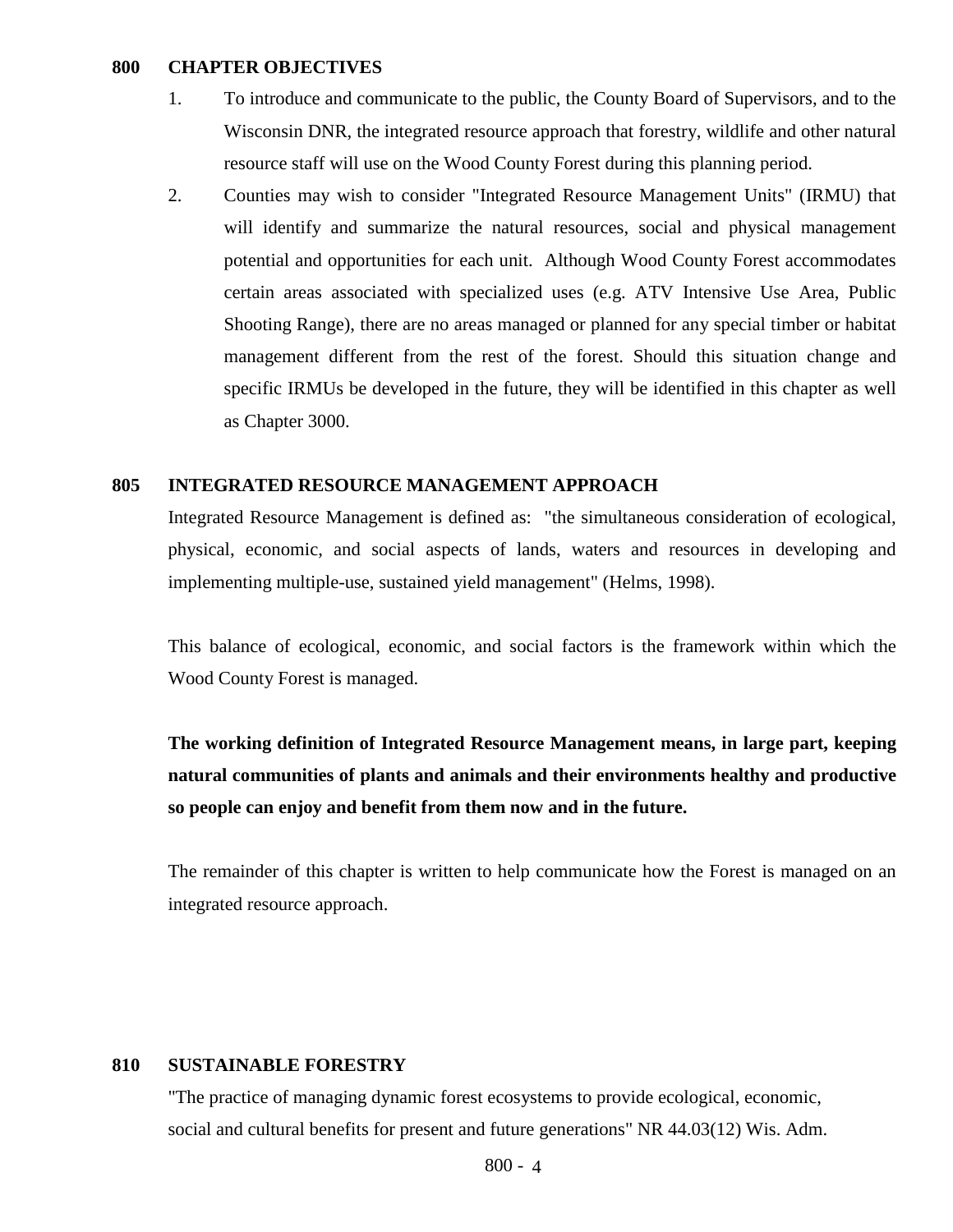## 800 CHAPTER OBJECTIVES

1. To introduce and communicate to the public, the County Board of Supervisors, and to the Wisconsin DNR, the integrated resource approach that forestry, wildlife and other natural resource staff will use on the Wood County Forest during this planning period.
2. Counties may wish to consider "Integrated Resource Management Units" (IRMU) that will identify and summarize the natural resources, social and physical management potential and opportunities for each unit. Although Wood County Forest accommodates certain areas associated with specialized uses (e.g. ATV Intensive Use Area, Public Shooting Range), there are no areas managed or planned for any special timber or habitat management different from the rest of the forest. Should this situation change and specific IRMUs be developed in the future, they will be identified in this chapter as well as Chapter 3000.

## 805 INTEGRATED RESOURCE MANAGEMENT APPROACH

Integrated Resource Management is defined as: "the simultaneous consideration of ecological, physical, economic, and social aspects of lands, waters and resources in developing and implementing multiple-use, sustained yield management" (Helms, 1998).

This balance of ecological, economic, and social factors is the framework within which the Wood County Forest is managed.

**The working definition of Integrated Resource Management means, in large part, keeping natural communities of plants and animals and their environments healthy and productive so people can enjoy and benefit from them now and in the future.**

The remainder of this chapter is written to help communicate how the Forest is managed on an integrated resource approach.

## 810 SUSTAINABLE FORESTRY

"The practice of managing dynamic forest ecosystems to provide ecological, economic, social and cultural benefits for present and future generations" NR 44.03(12) Wis. Adm.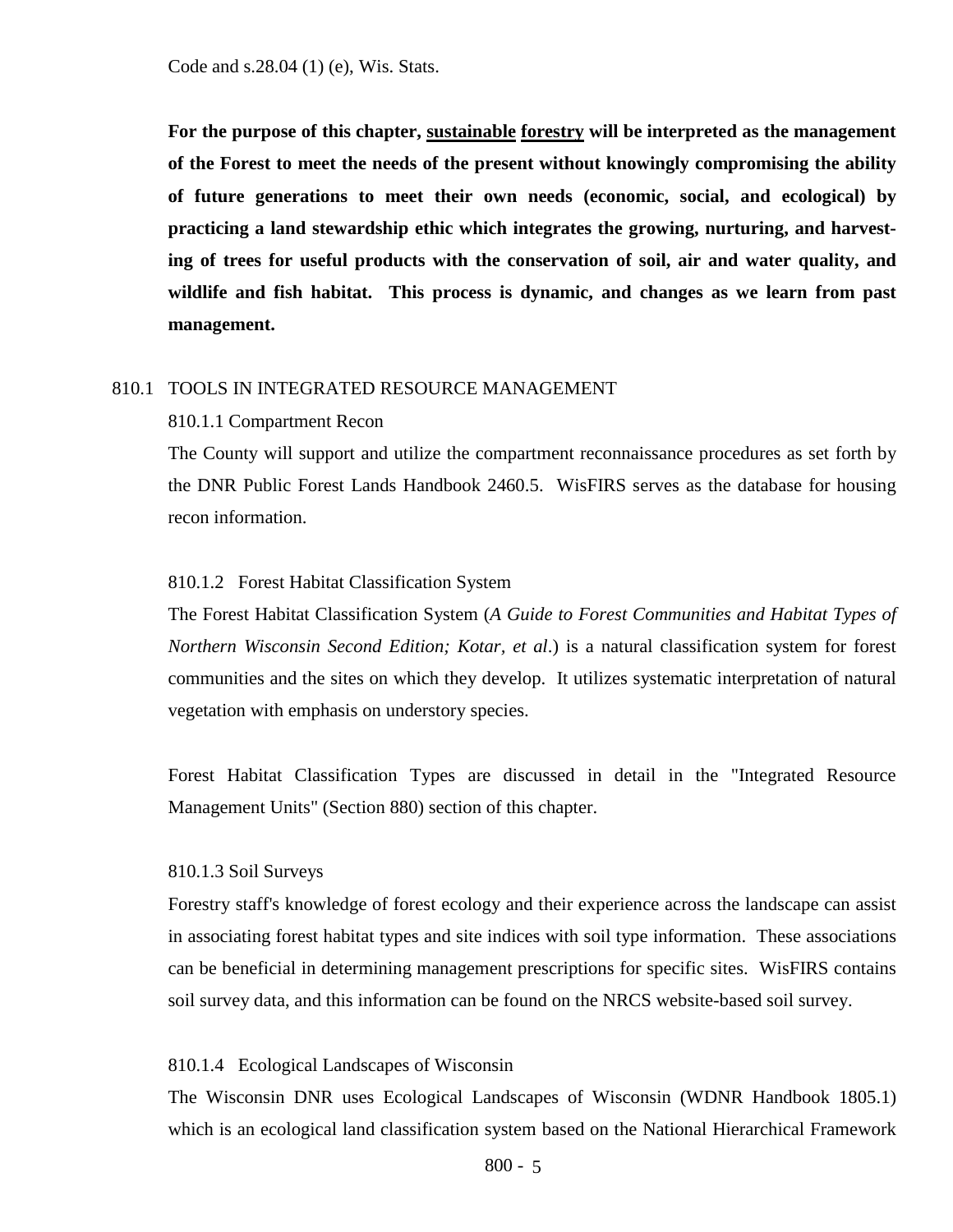Code and s.28.04 (1) (e), Wis. Stats.

**For the purpose of this chapter, <u>sustainable</u> <u>forestry</u> will be interpreted as the management of the Forest to meet the needs of the present without knowingly compromising the ability of future generations to meet their own needs (economic, social, and ecological) by practicing a land stewardship ethic which integrates the growing, nurturing, and harvesting of trees for useful products with the conservation of soil, air and water quality, and wildlife and fish habitat. This process is dynamic, and changes as we learn from past management.**

## 810.1 TOOLS IN INTEGRATED RESOURCE MANAGEMENT

### 810.1.1 Compartment Recon

The County will support and utilize the compartment reconnaissance procedures as set forth by the DNR Public Forest Lands Handbook 2460.5. WisFIRS serves as the database for housing recon information.

### 810.1.2 Forest Habitat Classification System

The Forest Habitat Classification System (*A Guide to Forest Communities and Habitat Types of Northern Wisconsin Second Edition; Kotar, et al*.) is a natural classification system for forest communities and the sites on which they develop. It utilizes systematic interpretation of natural vegetation with emphasis on understory species.

Forest Habitat Classification Types are discussed in detail in the "Integrated Resource Management Units" (Section 880) section of this chapter.

### 810.1.3 Soil Surveys

Forestry staff's knowledge of forest ecology and their experience across the landscape can assist in associating forest habitat types and site indices with soil type information. These associations can be beneficial in determining management prescriptions for specific sites. WisFIRS contains soil survey data, and this information can be found on the NRCS website-based soil survey.

### 810.1.4 Ecological Landscapes of Wisconsin

The Wisconsin DNR uses Ecological Landscapes of Wisconsin (WDNR Handbook 1805.1) which is an ecological land classification system based on the National Hierarchical Framework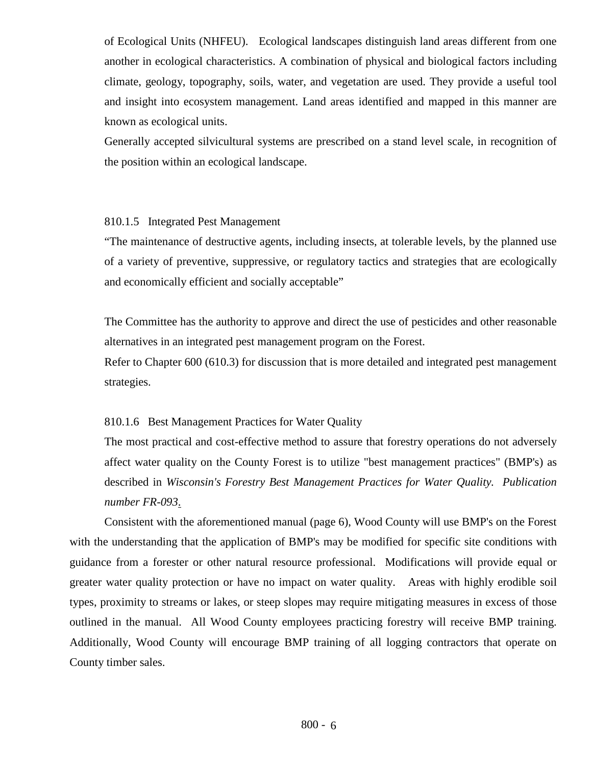of Ecological Units (NHFEU). Ecological landscapes distinguish land areas different from one another in ecological characteristics. A combination of physical and biological factors including climate, geology, topography, soils, water, and vegetation are used. They provide a useful tool and insight into ecosystem management. Land areas identified and mapped in this manner are known as ecological units.

Generally accepted silvicultural systems are prescribed on a stand level scale, in recognition of the position within an ecological landscape.

### 810.1.5 Integrated Pest Management

"The maintenance of destructive agents, including insects, at tolerable levels, by the planned use of a variety of preventive, suppressive, or regulatory tactics and strategies that are ecologically and economically efficient and socially acceptable"

The Committee has the authority to approve and direct the use of pesticides and other reasonable alternatives in an integrated pest management program on the Forest.

Refer to Chapter 600 (610.3) for discussion that is more detailed and integrated pest management strategies.

### 810.1.6 Best Management Practices for Water Quality

The most practical and cost-effective method to assure that forestry operations do not adversely affect water quality on the County Forest is to utilize "best management practices" (BMP's) as described in *Wisconsin's Forestry Best Management Practices for Water Quality. Publication number FR-093*.

Consistent with the aforementioned manual (page 6), Wood County will use BMP's on the Forest with the understanding that the application of BMP's may be modified for specific site conditions with guidance from a forester or other natural resource professional. Modifications will provide equal or greater water quality protection or have no impact on water quality. Areas with highly erodible soil types, proximity to streams or lakes, or steep slopes may require mitigating measures in excess of those outlined in the manual. All Wood County employees practicing forestry will receive BMP training. Additionally, Wood County will encourage BMP training of all logging contractors that operate on County timber sales.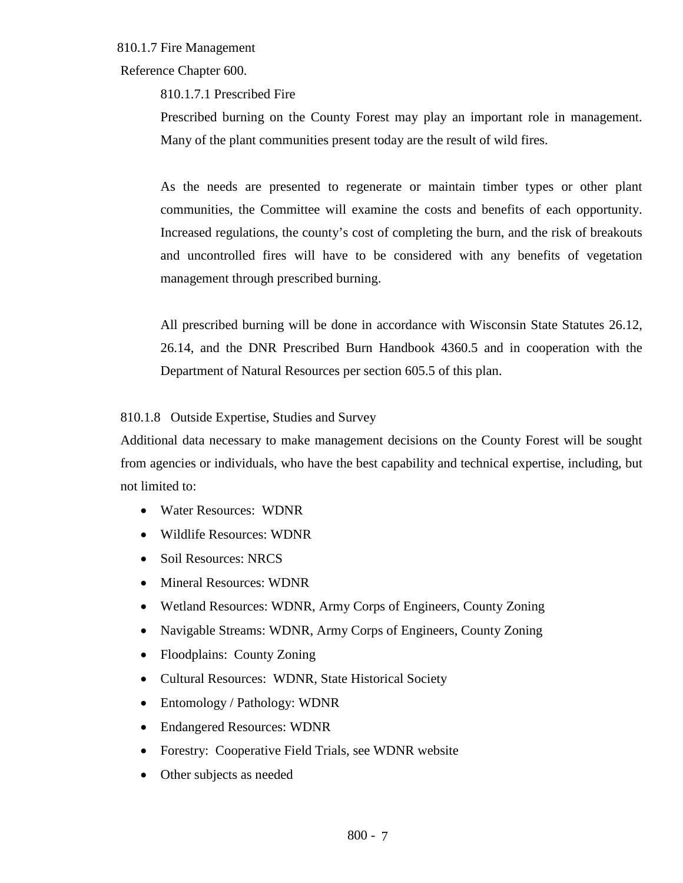### 810.1.7 Fire Management

Reference Chapter 600.

#### 810.1.7.1 Prescribed Fire

Prescribed burning on the County Forest may play an important role in management. Many of the plant communities present today are the result of wild fires.

As the needs are presented to regenerate or maintain timber types or other plant communities, the Committee will examine the costs and benefits of each opportunity. Increased regulations, the county's cost of completing the burn, and the risk of breakouts and uncontrolled fires will have to be considered with any benefits of vegetation management through prescribed burning.

All prescribed burning will be done in accordance with Wisconsin State Statutes 26.12, 26.14, and the DNR Prescribed Burn Handbook 4360.5 and in cooperation with the Department of Natural Resources per section 605.5 of this plan.

### 810.1.8 Outside Expertise, Studies and Survey

Additional data necessary to make management decisions on the County Forest will be sought from agencies or individuals, who have the best capability and technical expertise, including, but not limited to:

- Water Resources: WDNR
- Wildlife Resources: WDNR
- Soil Resources: NRCS
- Mineral Resources: WDNR
- Wetland Resources: WDNR, Army Corps of Engineers, County Zoning
- Navigable Streams: WDNR, Army Corps of Engineers, County Zoning
- Floodplains: County Zoning
- Cultural Resources: WDNR, State Historical Society
- Entomology / Pathology: WDNR
- Endangered Resources: WDNR
- Forestry: Cooperative Field Trials, see WDNR website
- Other subjects as needed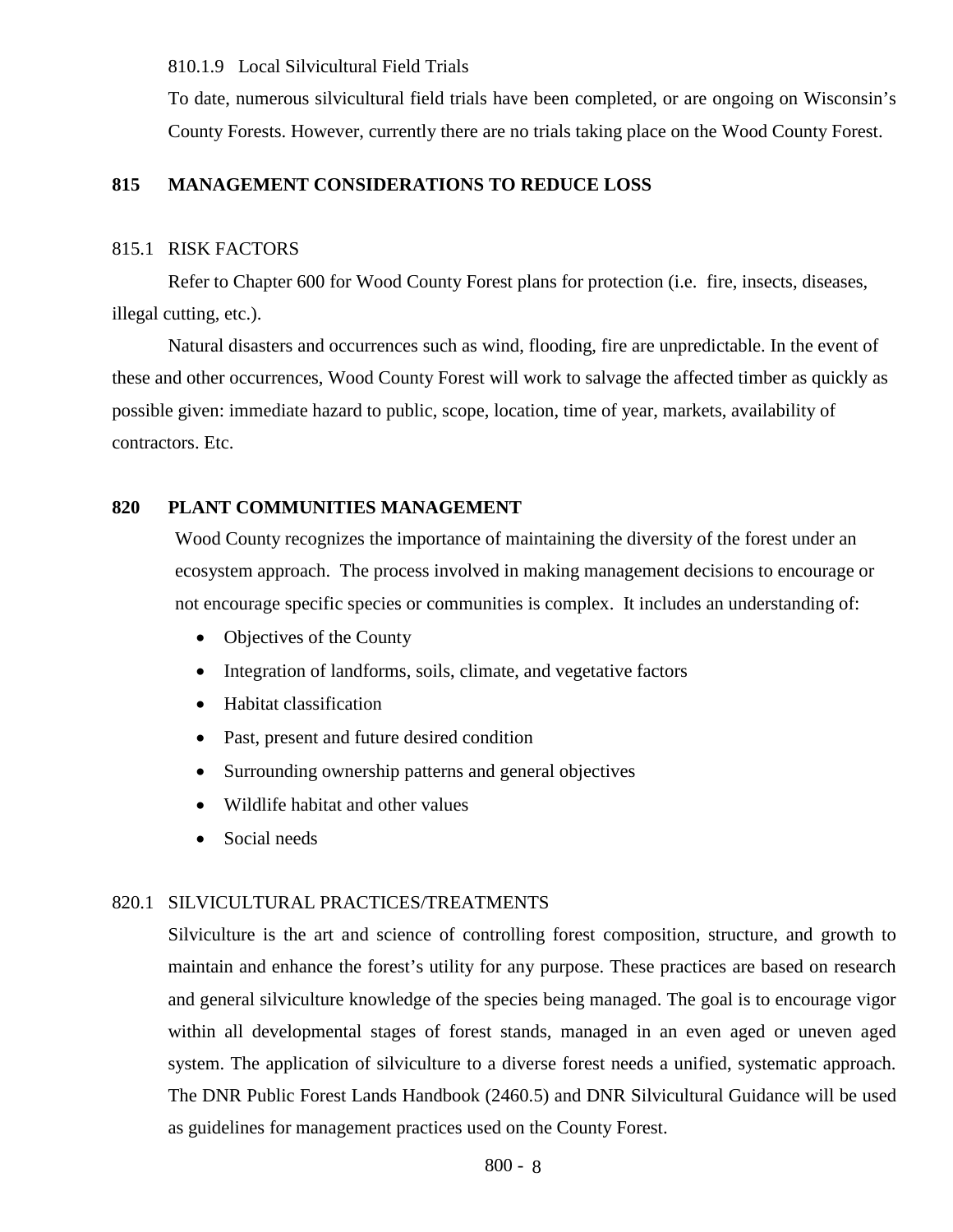810.1.9 Local Silvicultural Field Trials

To date, numerous silvicultural field trials have been completed, or are ongoing on Wisconsin's County Forests. However, currently there are no trials taking place on the Wood County Forest.

## 815 MANAGEMENT CONSIDERATIONS TO REDUCE LOSS

### 815.1 RISK FACTORS

Refer to Chapter 600 for Wood County Forest plans for protection (i.e. fire, insects, diseases, illegal cutting, etc.).

Natural disasters and occurrences such as wind, flooding, fire are unpredictable. In the event of these and other occurrences, Wood County Forest will work to salvage the affected timber as quickly as possible given: immediate hazard to public, scope, location, time of year, markets, availability of contractors. Etc.

## 820 PLANT COMMUNITIES MANAGEMENT

Wood County recognizes the importance of maintaining the diversity of the forest under an ecosystem approach. The process involved in making management decisions to encourage or not encourage specific species or communities is complex. It includes an understanding of:

- Objectives of the County
- Integration of landforms, soils, climate, and vegetative factors
- Habitat classification
- Past, present and future desired condition
- Surrounding ownership patterns and general objectives
- Wildlife habitat and other values
- Social needs

### 820.1 SILVICULTURAL PRACTICES/TREATMENTS

Silviculture is the art and science of controlling forest composition, structure, and growth to maintain and enhance the forest's utility for any purpose. These practices are based on research and general silviculture knowledge of the species being managed. The goal is to encourage vigor within all developmental stages of forest stands, managed in an even aged or uneven aged system. The application of silviculture to a diverse forest needs a unified, systematic approach. The DNR Public Forest Lands Handbook (2460.5) and DNR Silvicultural Guidance will be used as guidelines for management practices used on the County Forest.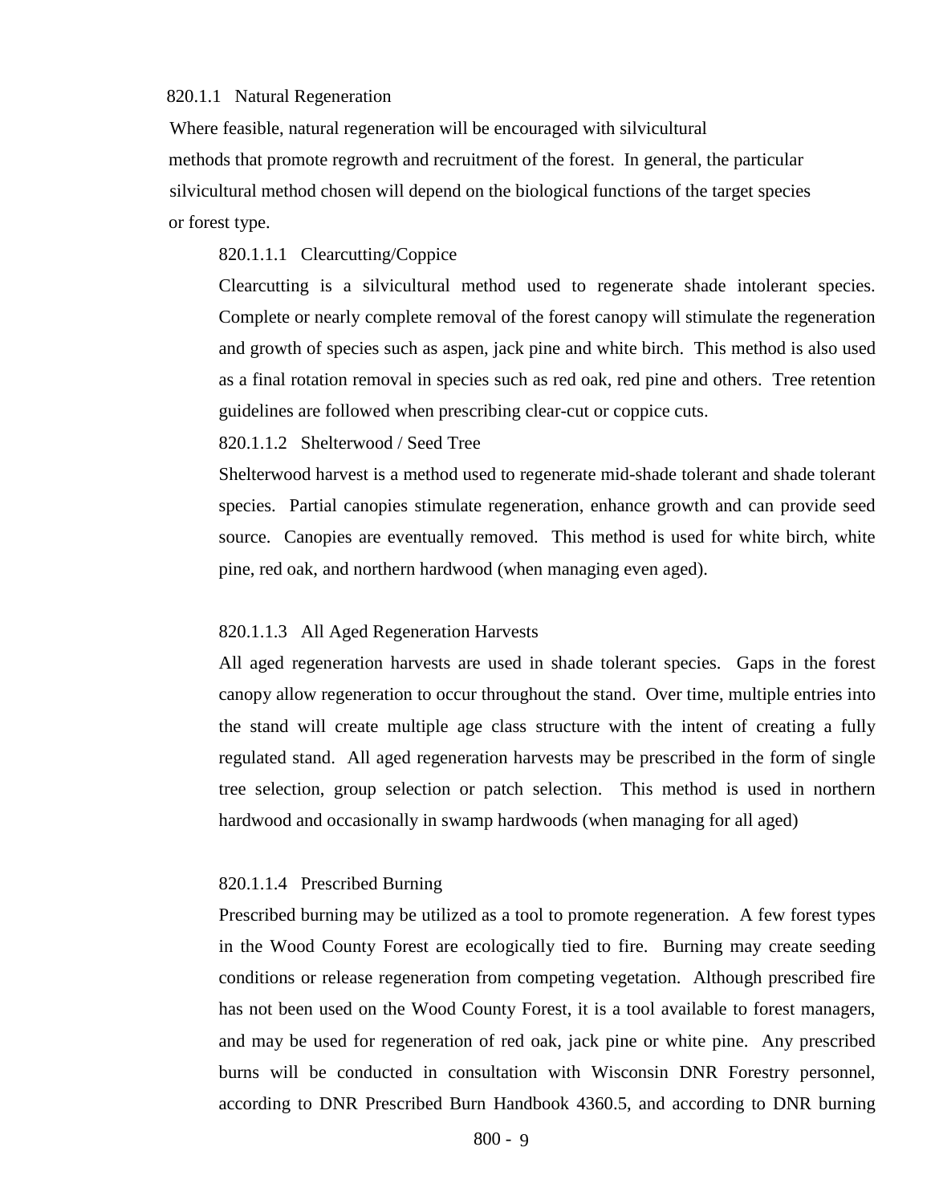### 820.1.1 Natural Regeneration

Where feasible, natural regeneration will be encouraged with silvicultural methods that promote regrowth and recruitment of the forest. In general, the particular silvicultural method chosen will depend on the biological functions of the target species or forest type.

#### 820.1.1.1 Clearcutting/Coppice

Clearcutting is a silvicultural method used to regenerate shade intolerant species. Complete or nearly complete removal of the forest canopy will stimulate the regeneration and growth of species such as aspen, jack pine and white birch. This method is also used as a final rotation removal in species such as red oak, red pine and others. Tree retention guidelines are followed when prescribing clear-cut or coppice cuts.

#### 820.1.1.2 Shelterwood / Seed Tree

Shelterwood harvest is a method used to regenerate mid-shade tolerant and shade tolerant species. Partial canopies stimulate regeneration, enhance growth and can provide seed source. Canopies are eventually removed. This method is used for white birch, white pine, red oak, and northern hardwood (when managing even aged).

#### 820.1.1.3 All Aged Regeneration Harvests

All aged regeneration harvests are used in shade tolerant species. Gaps in the forest canopy allow regeneration to occur throughout the stand. Over time, multiple entries into the stand will create multiple age class structure with the intent of creating a fully regulated stand. All aged regeneration harvests may be prescribed in the form of single tree selection, group selection or patch selection. This method is used in northern hardwood and occasionally in swamp hardwoods (when managing for all aged)

#### 820.1.1.4 Prescribed Burning

Prescribed burning may be utilized as a tool to promote regeneration. A few forest types in the Wood County Forest are ecologically tied to fire. Burning may create seeding conditions or release regeneration from competing vegetation. Although prescribed fire has not been used on the Wood County Forest, it is a tool available to forest managers, and may be used for regeneration of red oak, jack pine or white pine. Any prescribed burns will be conducted in consultation with Wisconsin DNR Forestry personnel, according to DNR Prescribed Burn Handbook 4360.5, and according to DNR burning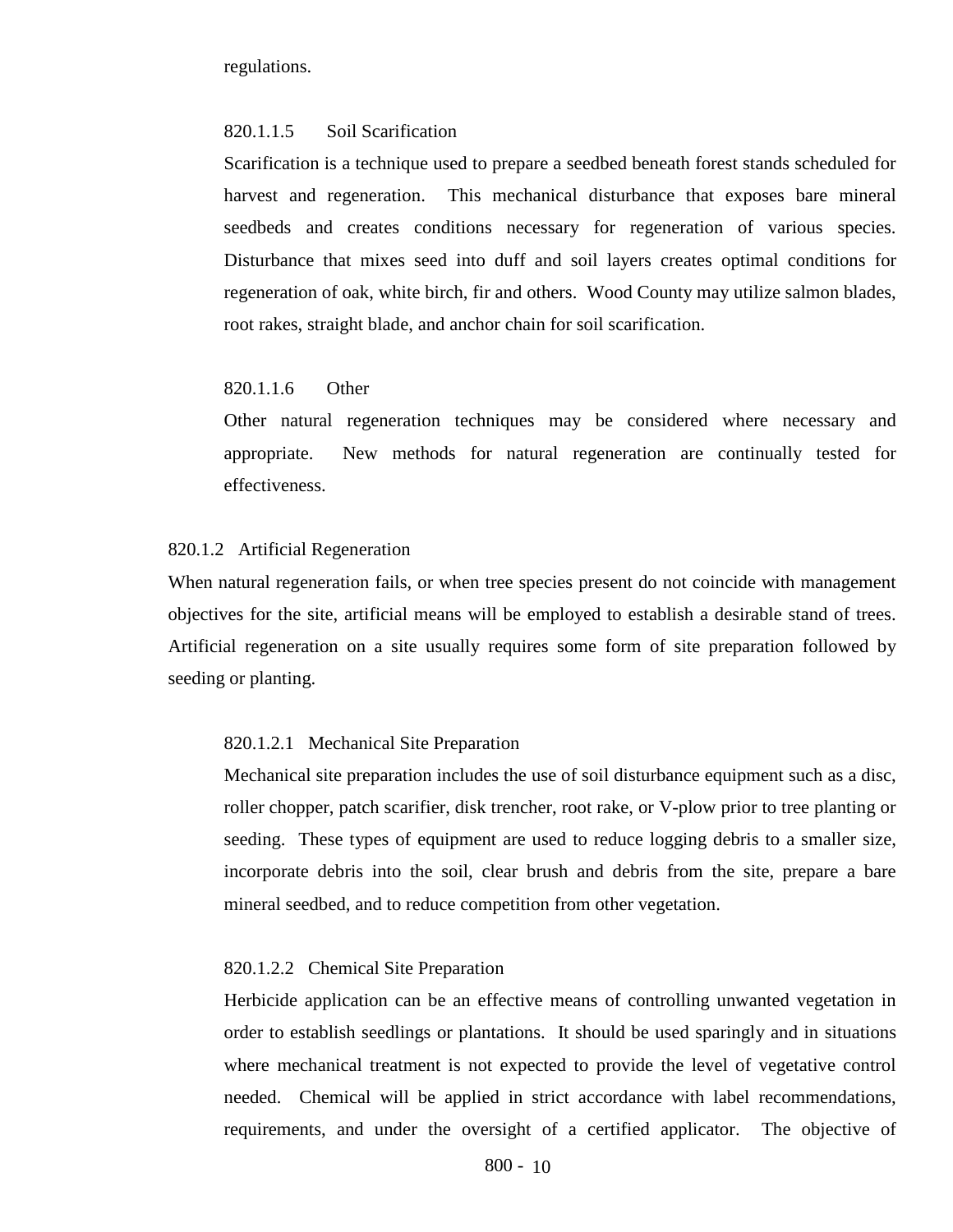regulations.

#### 820.1.1.5 Soil Scarification

Scarification is a technique used to prepare a seedbed beneath forest stands scheduled for harvest and regeneration. This mechanical disturbance that exposes bare mineral seedbeds and creates conditions necessary for regeneration of various species. Disturbance that mixes seed into duff and soil layers creates optimal conditions for regeneration of oak, white birch, fir and others. Wood County may utilize salmon blades, root rakes, straight blade, and anchor chain for soil scarification.

#### 820.1.1.6 Other

Other natural regeneration techniques may be considered where necessary and appropriate. New methods for natural regeneration are continually tested for effectiveness.

### 820.1.2 Artificial Regeneration

When natural regeneration fails, or when tree species present do not coincide with management objectives for the site, artificial means will be employed to establish a desirable stand of trees. Artificial regeneration on a site usually requires some form of site preparation followed by seeding or planting.

#### 820.1.2.1 Mechanical Site Preparation

Mechanical site preparation includes the use of soil disturbance equipment such as a disc, roller chopper, patch scarifier, disk trencher, root rake, or V-plow prior to tree planting or seeding. These types of equipment are used to reduce logging debris to a smaller size, incorporate debris into the soil, clear brush and debris from the site, prepare a bare mineral seedbed, and to reduce competition from other vegetation.

#### 820.1.2.2 Chemical Site Preparation

Herbicide application can be an effective means of controlling unwanted vegetation in order to establish seedlings or plantations. It should be used sparingly and in situations where mechanical treatment is not expected to provide the level of vegetative control needed. Chemical will be applied in strict accordance with label recommendations, requirements, and under the oversight of a certified applicator. The objective of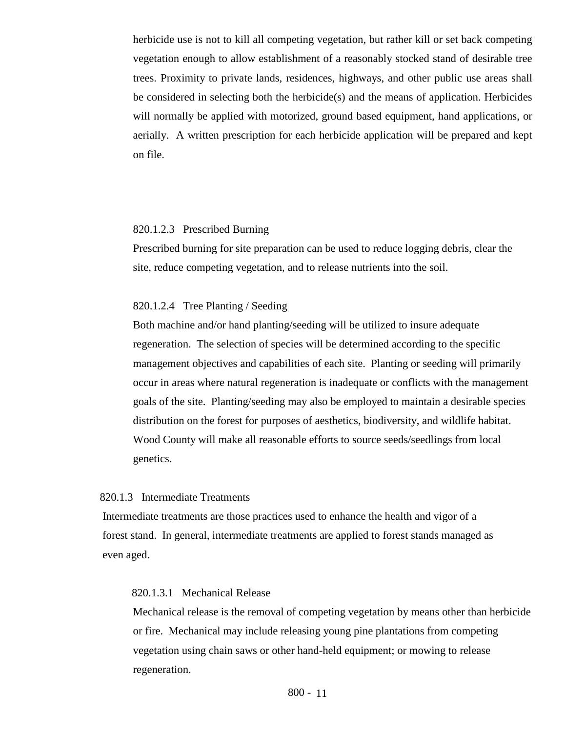herbicide use is not to kill all competing vegetation, but rather kill or set back competing vegetation enough to allow establishment of a reasonably stocked stand of desirable tree trees. Proximity to private lands, residences, highways, and other public use areas shall be considered in selecting both the herbicide(s) and the means of application. Herbicides will normally be applied with motorized, ground based equipment, hand applications, or aerially. A written prescription for each herbicide application will be prepared and kept on file.

#### 820.1.2.3 Prescribed Burning

Prescribed burning for site preparation can be used to reduce logging debris, clear the site, reduce competing vegetation, and to release nutrients into the soil.

#### 820.1.2.4 Tree Planting / Seeding

Both machine and/or hand planting/seeding will be utilized to insure adequate regeneration. The selection of species will be determined according to the specific management objectives and capabilities of each site. Planting or seeding will primarily occur in areas where natural regeneration is inadequate or conflicts with the management goals of the site. Planting/seeding may also be employed to maintain a desirable species distribution on the forest for purposes of aesthetics, biodiversity, and wildlife habitat. Wood County will make all reasonable efforts to source seeds/seedlings from local genetics.

### 820.1.3 Intermediate Treatments

Intermediate treatments are those practices used to enhance the health and vigor of a forest stand. In general, intermediate treatments are applied to forest stands managed as even aged.

#### 820.1.3.1 Mechanical Release

Mechanical release is the removal of competing vegetation by means other than herbicide or fire. Mechanical may include releasing young pine plantations from competing vegetation using chain saws or other hand-held equipment; or mowing to release regeneration.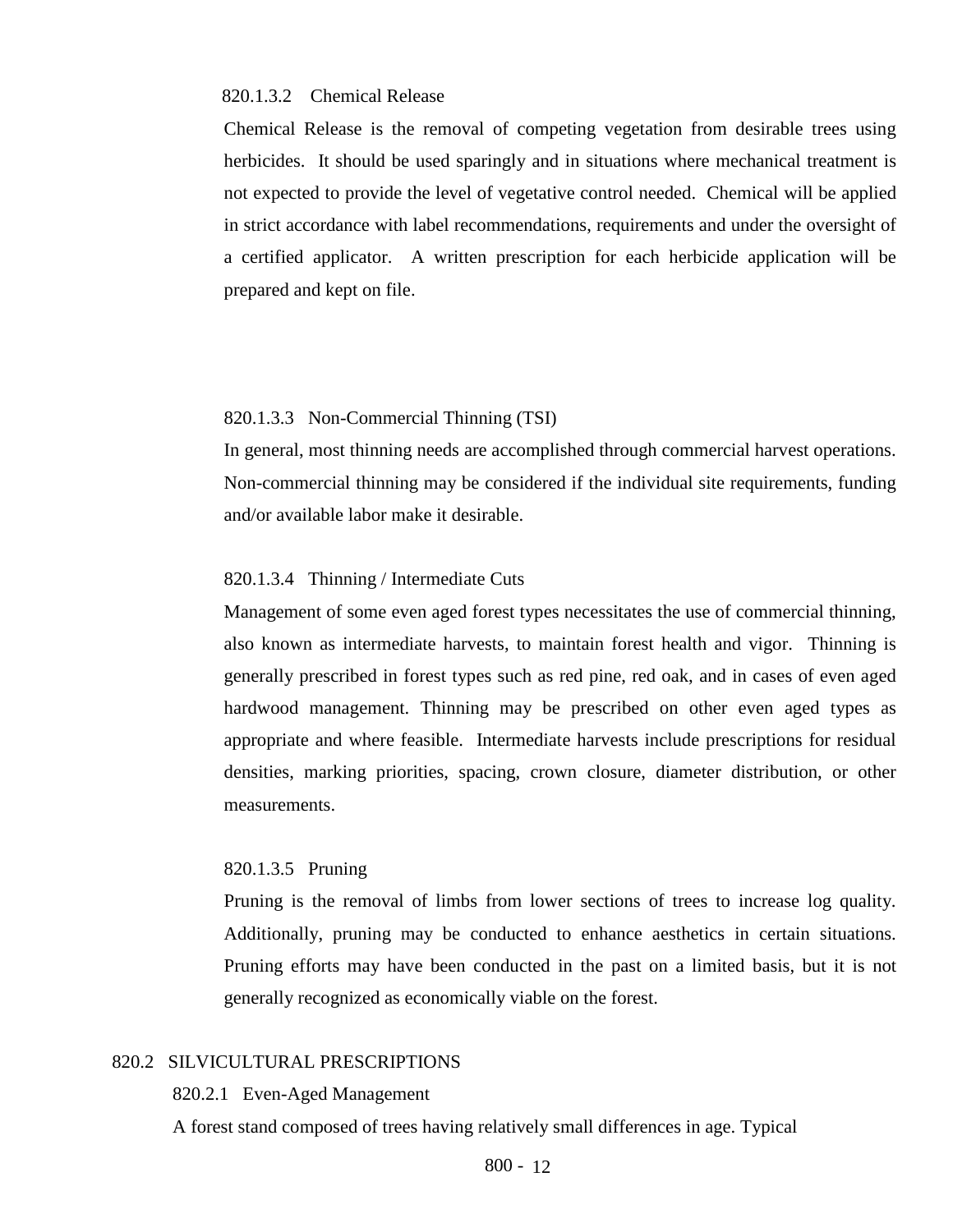#### 820.1.3.2 Chemical Release

Chemical Release is the removal of competing vegetation from desirable trees using herbicides. It should be used sparingly and in situations where mechanical treatment is not expected to provide the level of vegetative control needed. Chemical will be applied in strict accordance with label recommendations, requirements and under the oversight of a certified applicator. A written prescription for each herbicide application will be prepared and kept on file.

#### 820.1.3.3 Non-Commercial Thinning (TSI)

In general, most thinning needs are accomplished through commercial harvest operations. Non-commercial thinning may be considered if the individual site requirements, funding and/or available labor make it desirable.

#### 820.1.3.4 Thinning / Intermediate Cuts

Management of some even aged forest types necessitates the use of commercial thinning, also known as intermediate harvests, to maintain forest health and vigor. Thinning is generally prescribed in forest types such as red pine, red oak, and in cases of even aged hardwood management. Thinning may be prescribed on other even aged types as appropriate and where feasible. Intermediate harvests include prescriptions for residual densities, marking priorities, spacing, crown closure, diameter distribution, or other measurements.

#### 820.1.3.5 Pruning

Pruning is the removal of limbs from lower sections of trees to increase log quality. Additionally, pruning may be conducted to enhance aesthetics in certain situations. Pruning efforts may have been conducted in the past on a limited basis, but it is not generally recognized as economically viable on the forest.

## 820.2 SILVICULTURAL PRESCRIPTIONS

### 820.2.1 Even-Aged Management

A forest stand composed of trees having relatively small differences in age. Typical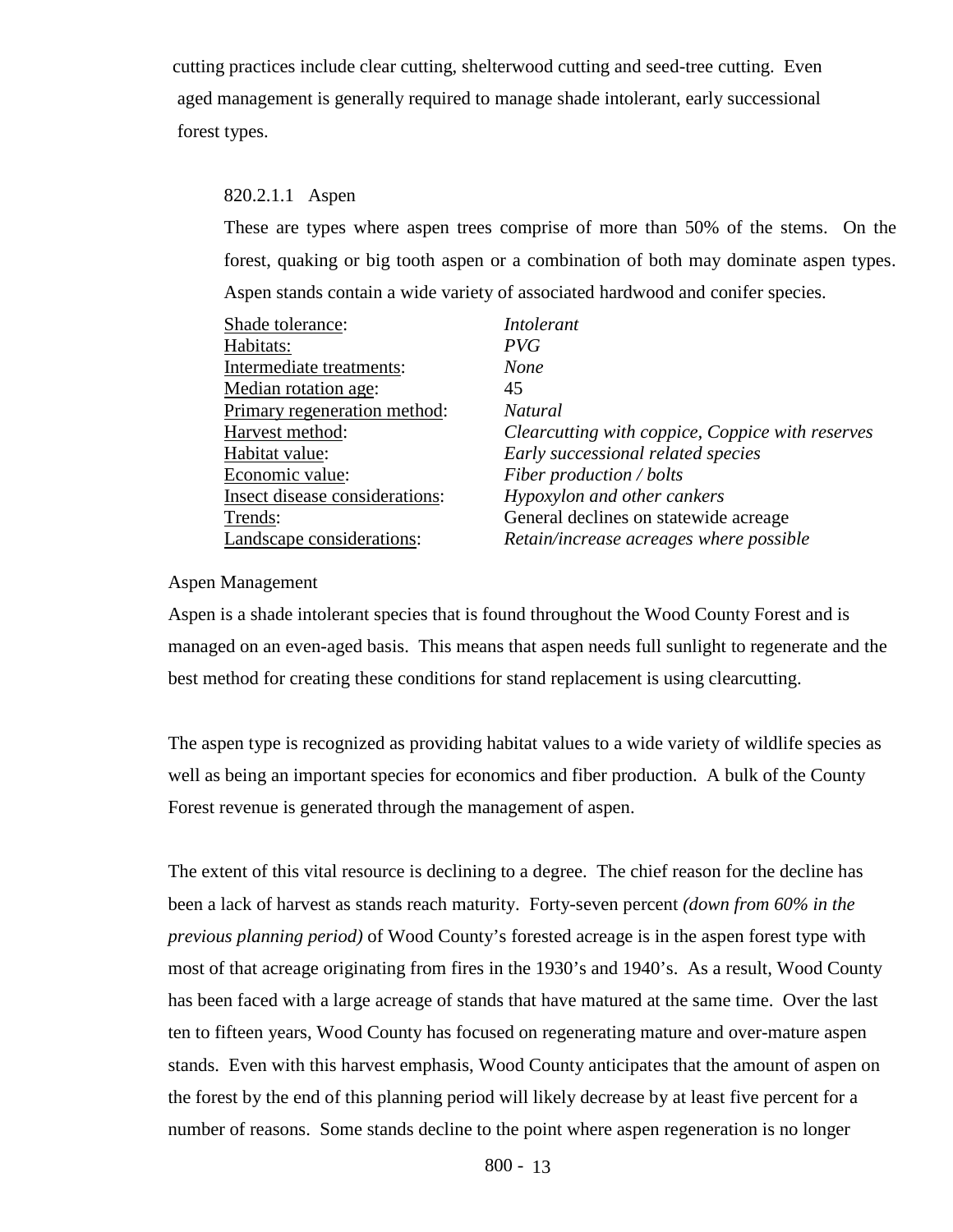cutting practices include clear cutting, shelterwood cutting and seed-tree cutting. Even aged management is generally required to manage shade intolerant, early successional forest types.

#### 820.2.1.1 Aspen

These are types where aspen trees comprise of more than 50% of the stems. On the forest, quaking or big tooth aspen or a combination of both may dominate aspen types. Aspen stands contain a wide variety of associated hardwood and conifer species.

| | |
|---|---|
| Shade tolerance: | *Intolerant* |
| Habitats: | *PVG* |
| Intermediate treatments: | *None* |
| Median rotation age: | 45 |
| Primary regeneration method: | *Natural* |
| Harvest method: | *Clearcutting with coppice, Coppice with reserves* |
| Habitat value: | *Early successional related species* |
| Economic value: | *Fiber production / bolts* |
| Insect disease considerations: | *Hypoxylon and other cankers* |
| Trends: | General declines on statewide acreage |
| Landscape considerations: | *Retain/increase acreages where possible* |

Aspen Management

Aspen is a shade intolerant species that is found throughout the Wood County Forest and is managed on an even-aged basis. This means that aspen needs full sunlight to regenerate and the best method for creating these conditions for stand replacement is using clearcutting.

The aspen type is recognized as providing habitat values to a wide variety of wildlife species as well as being an important species for economics and fiber production. A bulk of the County Forest revenue is generated through the management of aspen.

The extent of this vital resource is declining to a degree. The chief reason for the decline has been a lack of harvest as stands reach maturity. Forty-seven percent *(down from 60% in the previous planning period)* of Wood County's forested acreage is in the aspen forest type with most of that acreage originating from fires in the 1930's and 1940's. As a result, Wood County has been faced with a large acreage of stands that have matured at the same time. Over the last ten to fifteen years, Wood County has focused on regenerating mature and over-mature aspen stands. Even with this harvest emphasis, Wood County anticipates that the amount of aspen on the forest by the end of this planning period will likely decrease by at least five percent for a number of reasons. Some stands decline to the point where aspen regeneration is no longer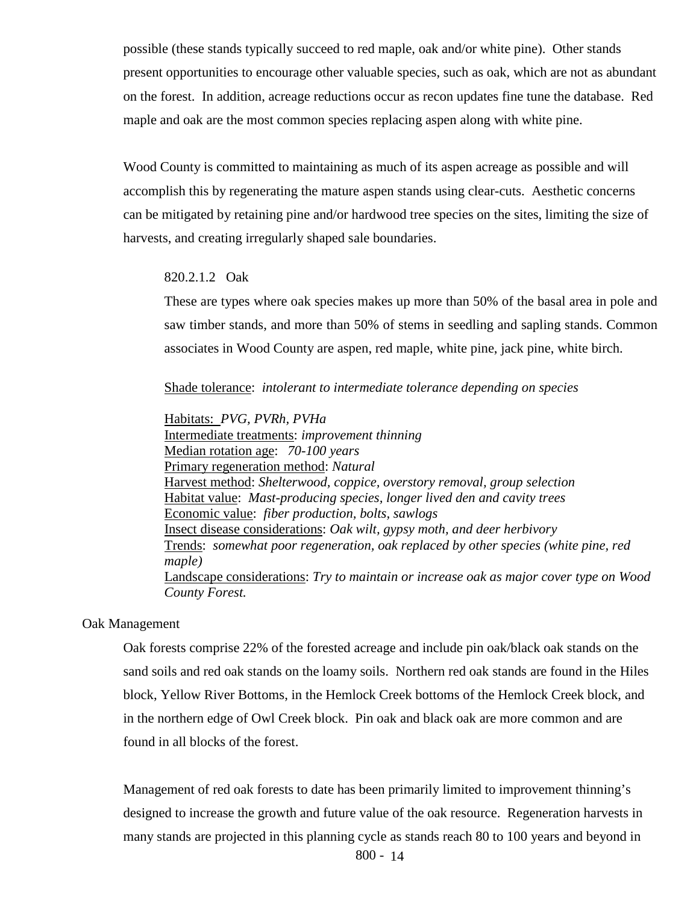possible (these stands typically succeed to red maple, oak and/or white pine). Other stands present opportunities to encourage other valuable species, such as oak, which are not as abundant on the forest. In addition, acreage reductions occur as recon updates fine tune the database. Red maple and oak are the most common species replacing aspen along with white pine.

Wood County is committed to maintaining as much of its aspen acreage as possible and will accomplish this by regenerating the mature aspen stands using clear-cuts. Aesthetic concerns can be mitigated by retaining pine and/or hardwood tree species on the sites, limiting the size of harvests, and creating irregularly shaped sale boundaries.

#### 820.2.1.2 Oak

These are types where oak species makes up more than 50% of the basal area in pole and saw timber stands, and more than 50% of stems in seedling and sapling stands. Common associates in Wood County are aspen, red maple, white pine, jack pine, white birch.

Shade tolerance: *intolerant to intermediate tolerance depending on species*

Habitats: *PVG, PVRh, PVHa*
Intermediate treatments: *improvement thinning*
Median rotation age: *70-100 years*
Primary regeneration method: *Natural*
Harvest method: *Shelterwood, coppice, overstory removal, group selection*
Habitat value: *Mast-producing species, longer lived den and cavity trees*
Economic value: *fiber production, bolts, sawlogs*
Insect disease considerations: *Oak wilt, gypsy moth, and deer herbivory*
Trends: *somewhat poor regeneration, oak replaced by other species (white pine, red maple)*
Landscape considerations: *Try to maintain or increase oak as major cover type on Wood County Forest.*

### Oak Management

Oak forests comprise 22% of the forested acreage and include pin oak/black oak stands on the sand soils and red oak stands on the loamy soils. Northern red oak stands are found in the Hiles block, Yellow River Bottoms, in the Hemlock Creek bottoms of the Hemlock Creek block, and in the northern edge of Owl Creek block. Pin oak and black oak are more common and are found in all blocks of the forest.

Management of red oak forests to date has been primarily limited to improvement thinning's designed to increase the growth and future value of the oak resource. Regeneration harvests in many stands are projected in this planning cycle as stands reach 80 to 100 years and beyond in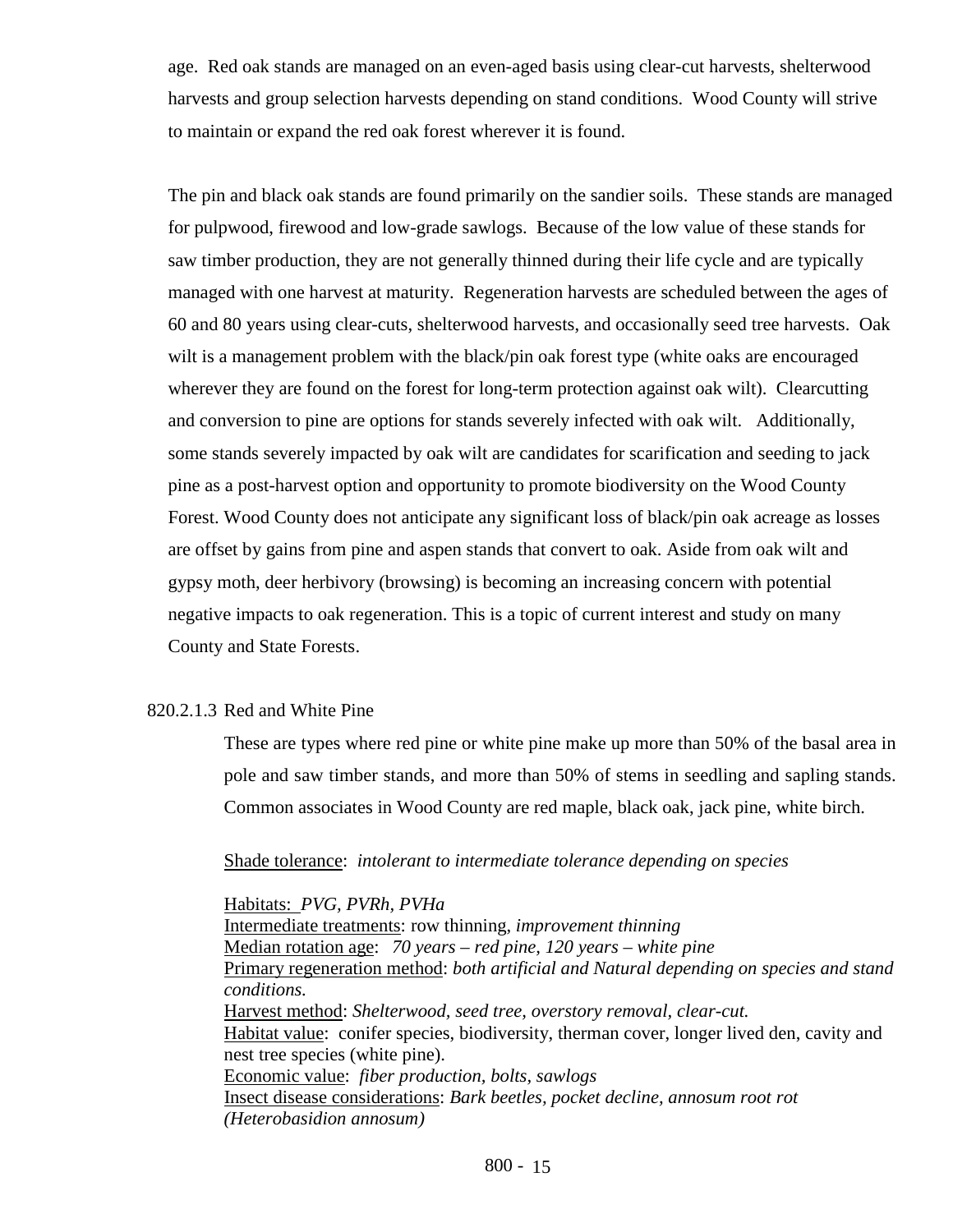age. Red oak stands are managed on an even-aged basis using clear-cut harvests, shelterwood harvests and group selection harvests depending on stand conditions. Wood County will strive to maintain or expand the red oak forest wherever it is found.

The pin and black oak stands are found primarily on the sandier soils. These stands are managed for pulpwood, firewood and low-grade sawlogs. Because of the low value of these stands for saw timber production, they are not generally thinned during their life cycle and are typically managed with one harvest at maturity. Regeneration harvests are scheduled between the ages of 60 and 80 years using clear-cuts, shelterwood harvests, and occasionally seed tree harvests. Oak wilt is a management problem with the black/pin oak forest type (white oaks are encouraged wherever they are found on the forest for long-term protection against oak wilt). Clearcutting and conversion to pine are options for stands severely infected with oak wilt. Additionally, some stands severely impacted by oak wilt are candidates for scarification and seeding to jack pine as a post-harvest option and opportunity to promote biodiversity on the Wood County Forest. Wood County does not anticipate any significant loss of black/pin oak acreage as losses are offset by gains from pine and aspen stands that convert to oak. Aside from oak wilt and gypsy moth, deer herbivory (browsing) is becoming an increasing concern with potential negative impacts to oak regeneration. This is a topic of current interest and study on many County and State Forests.

### 820.2.1.3 Red and White Pine

These are types where red pine or white pine make up more than 50% of the basal area in pole and saw timber stands, and more than 50% of stems in seedling and sapling stands. Common associates in Wood County are red maple, black oak, jack pine, white birch.

Shade tolerance: *intolerant to intermediate tolerance depending on species*

Habitats: *PVG, PVRh, PVHa*
Intermediate treatments: row thinning, *improvement thinning*
Median rotation age: *70 years – red pine, 120 years – white pine*
Primary regeneration method: *both artificial and Natural depending on species and stand conditions.*
Harvest method: *Shelterwood, seed tree, overstory removal, clear-cut.*
Habitat value: conifer species, biodiversity, therman cover, longer lived den, cavity and nest tree species (white pine).
Economic value: *fiber production, bolts, sawlogs*
Insect disease considerations: *Bark beetles, pocket decline, annosum root rot (Heterobasidion annosum)*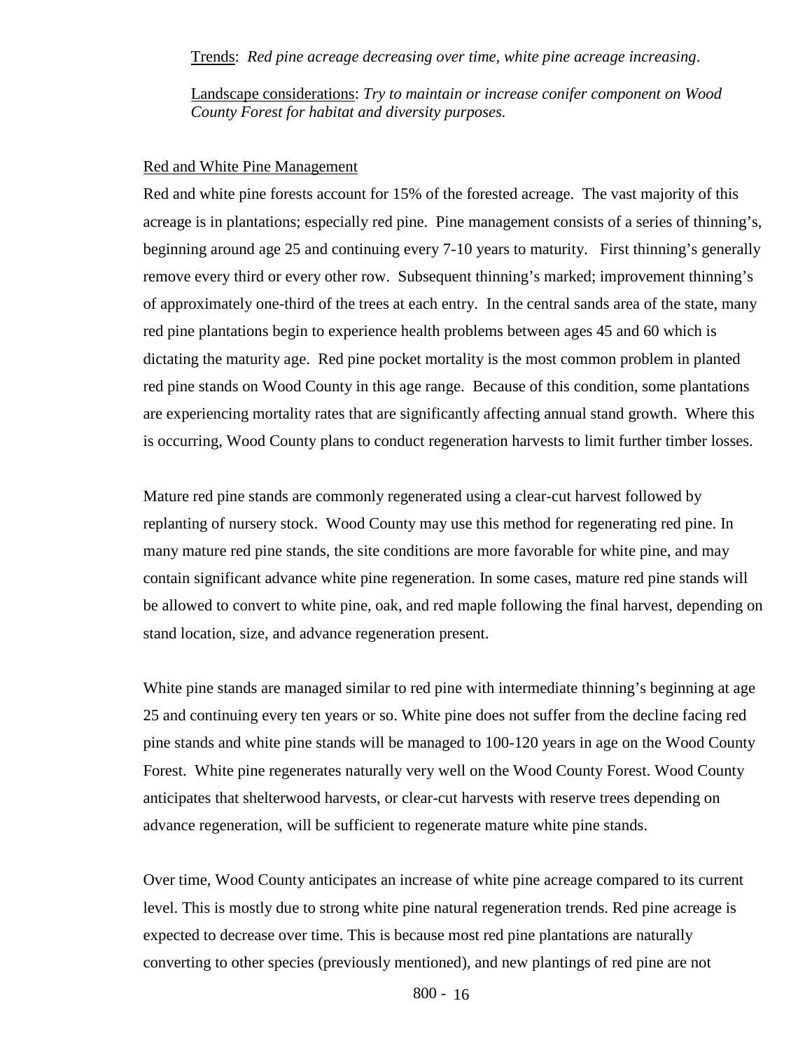Trends: *Red pine acreage decreasing over time, white pine acreage increasing*.

Landscape considerations: *Try to maintain or increase conifer component on Wood County Forest for habitat and diversity purposes.*

Red and White Pine Management

Red and white pine forests account for 15% of the forested acreage. The vast majority of this acreage is in plantations; especially red pine. Pine management consists of a series of thinning's, beginning around age 25 and continuing every 7-10 years to maturity. First thinning's generally remove every third or every other row. Subsequent thinning's marked; improvement thinning's of approximately one-third of the trees at each entry. In the central sands area of the state, many red pine plantations begin to experience health problems between ages 45 and 60 which is dictating the maturity age. Red pine pocket mortality is the most common problem in planted red pine stands on Wood County in this age range. Because of this condition, some plantations are experiencing mortality rates that are significantly affecting annual stand growth. Where this is occurring, Wood County plans to conduct regeneration harvests to limit further timber losses.

Mature red pine stands are commonly regenerated using a clear-cut harvest followed by replanting of nursery stock. Wood County may use this method for regenerating red pine. In many mature red pine stands, the site conditions are more favorable for white pine, and may contain significant advance white pine regeneration. In some cases, mature red pine stands will be allowed to convert to white pine, oak, and red maple following the final harvest, depending on stand location, size, and advance regeneration present.

White pine stands are managed similar to red pine with intermediate thinning's beginning at age 25 and continuing every ten years or so. White pine does not suffer from the decline facing red pine stands and white pine stands will be managed to 100-120 years in age on the Wood County Forest. White pine regenerates naturally very well on the Wood County Forest. Wood County anticipates that shelterwood harvests, or clear-cut harvests with reserve trees depending on advance regeneration, will be sufficient to regenerate mature white pine stands.

Over time, Wood County anticipates an increase of white pine acreage compared to its current level. This is mostly due to strong white pine natural regeneration trends. Red pine acreage is expected to decrease over time. This is because most red pine plantations are naturally converting to other species (previously mentioned), and new plantings of red pine are not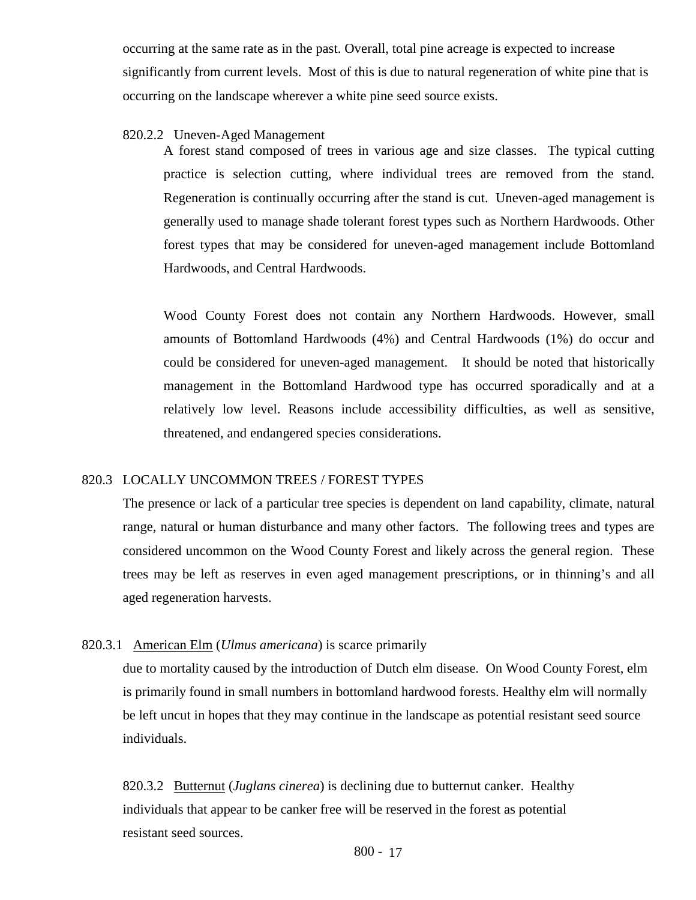occurring at the same rate as in the past. Overall, total pine acreage is expected to increase significantly from current levels. Most of this is due to natural regeneration of white pine that is occurring on the landscape wherever a white pine seed source exists.

#### 820.2.2 Uneven-Aged Management

A forest stand composed of trees in various age and size classes. The typical cutting practice is selection cutting, where individual trees are removed from the stand. Regeneration is continually occurring after the stand is cut. Uneven-aged management is generally used to manage shade tolerant forest types such as Northern Hardwoods. Other forest types that may be considered for uneven-aged management include Bottomland Hardwoods, and Central Hardwoods.

Wood County Forest does not contain any Northern Hardwoods. However, small amounts of Bottomland Hardwoods (4%) and Central Hardwoods (1%) do occur and could be considered for uneven-aged management. It should be noted that historically management in the Bottomland Hardwood type has occurred sporadically and at a relatively low level. Reasons include accessibility difficulties, as well as sensitive, threatened, and endangered species considerations.

### 820.3 LOCALLY UNCOMMON TREES / FOREST TYPES

The presence or lack of a particular tree species is dependent on land capability, climate, natural range, natural or human disturbance and many other factors. The following trees and types are considered uncommon on the Wood County Forest and likely across the general region. These trees may be left as reserves in even aged management prescriptions, or in thinning's and all aged regeneration harvests.

#### 820.3.1 American Elm (*Ulmus americana*) is scarce primarily

due to mortality caused by the introduction of Dutch elm disease. On Wood County Forest, elm is primarily found in small numbers in bottomland hardwood forests. Healthy elm will normally be left uncut in hopes that they may continue in the landscape as potential resistant seed source individuals.

#### 820.3.2 Butternut (*Juglans cinerea*) is declining due to butternut canker. Healthy

individuals that appear to be canker free will be reserved in the forest as potential resistant seed sources.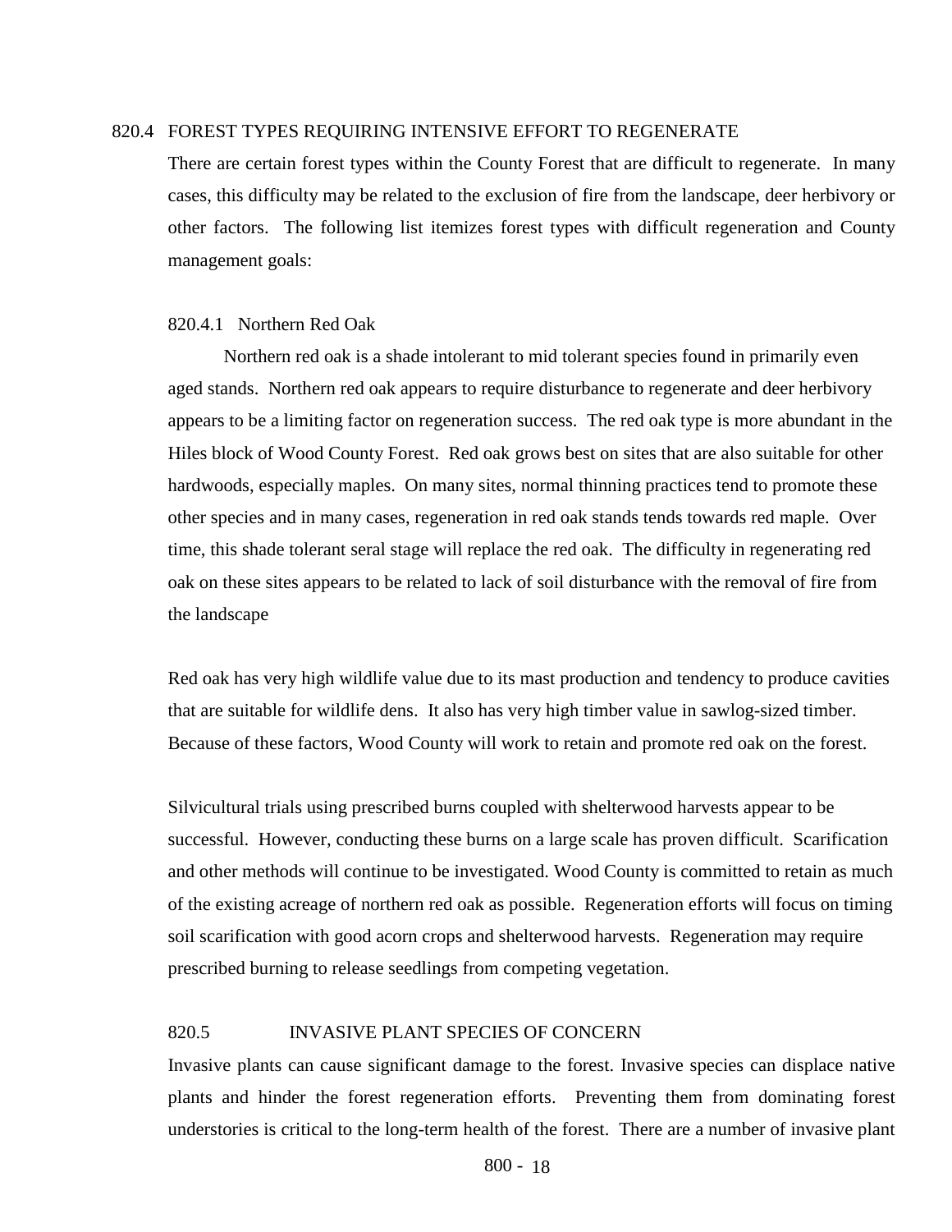## 820.4 FOREST TYPES REQUIRING INTENSIVE EFFORT TO REGENERATE

There are certain forest types within the County Forest that are difficult to regenerate. In many cases, this difficulty may be related to the exclusion of fire from the landscape, deer herbivory or other factors. The following list itemizes forest types with difficult regeneration and County management goals:

### 820.4.1 Northern Red Oak

Northern red oak is a shade intolerant to mid tolerant species found in primarily even aged stands. Northern red oak appears to require disturbance to regenerate and deer herbivory appears to be a limiting factor on regeneration success. The red oak type is more abundant in the Hiles block of Wood County Forest. Red oak grows best on sites that are also suitable for other hardwoods, especially maples. On many sites, normal thinning practices tend to promote these other species and in many cases, regeneration in red oak stands tends towards red maple. Over time, this shade tolerant seral stage will replace the red oak. The difficulty in regenerating red oak on these sites appears to be related to lack of soil disturbance with the removal of fire from the landscape

Red oak has very high wildlife value due to its mast production and tendency to produce cavities that are suitable for wildlife dens. It also has very high timber value in sawlog-sized timber. Because of these factors, Wood County will work to retain and promote red oak on the forest.

Silvicultural trials using prescribed burns coupled with shelterwood harvests appear to be successful. However, conducting these burns on a large scale has proven difficult. Scarification and other methods will continue to be investigated. Wood County is committed to retain as much of the existing acreage of northern red oak as possible. Regeneration efforts will focus on timing soil scarification with good acorn crops and shelterwood harvests. Regeneration may require prescribed burning to release seedlings from competing vegetation.

## 820.5 INVASIVE PLANT SPECIES OF CONCERN

Invasive plants can cause significant damage to the forest. Invasive species can displace native plants and hinder the forest regeneration efforts. Preventing them from dominating forest understories is critical to the long-term health of the forest. There are a number of invasive plant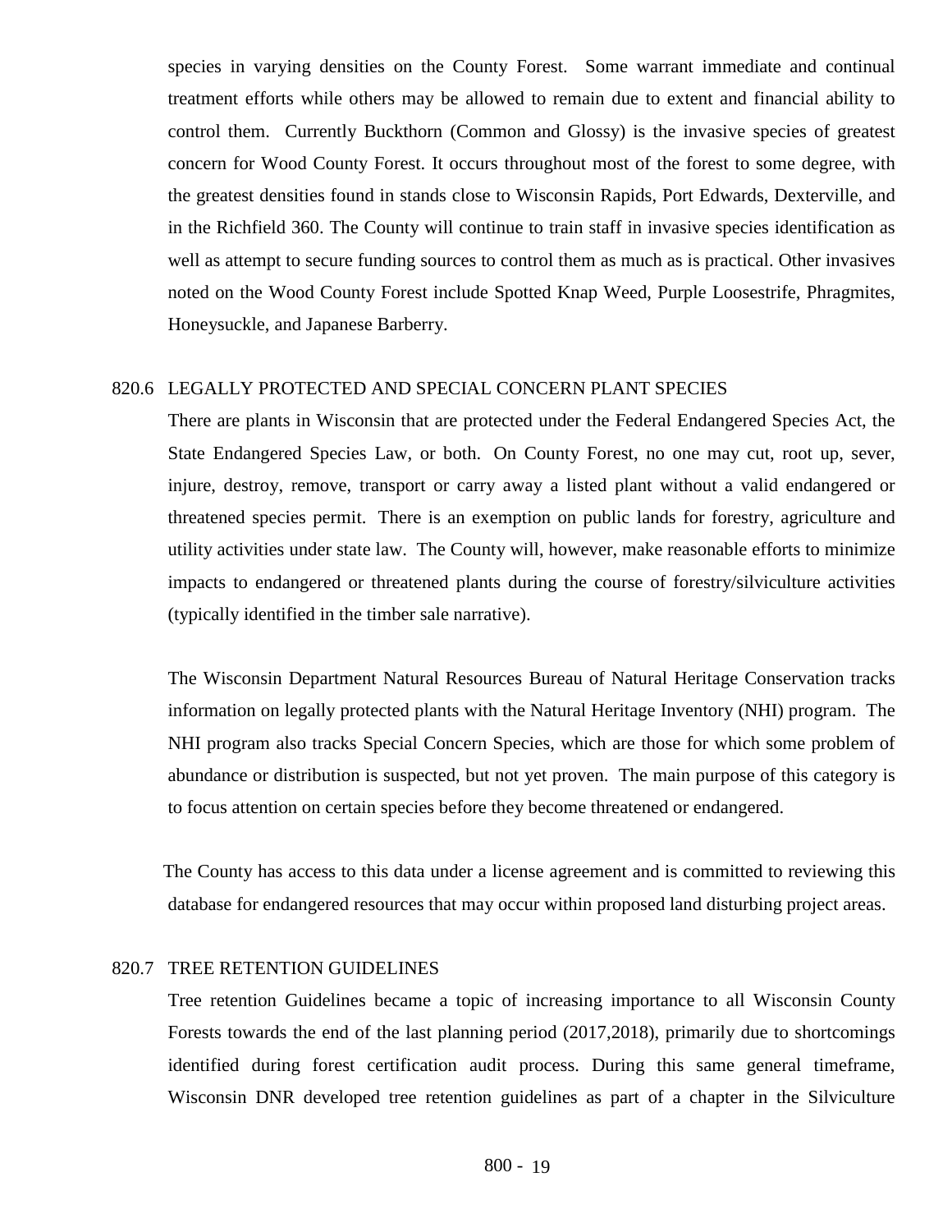species in varying densities on the County Forest. Some warrant immediate and continual treatment efforts while others may be allowed to remain due to extent and financial ability to control them. Currently Buckthorn (Common and Glossy) is the invasive species of greatest concern for Wood County Forest. It occurs throughout most of the forest to some degree, with the greatest densities found in stands close to Wisconsin Rapids, Port Edwards, Dexterville, and in the Richfield 360. The County will continue to train staff in invasive species identification as well as attempt to secure funding sources to control them as much as is practical. Other invasives noted on the Wood County Forest include Spotted Knap Weed, Purple Loosestrife, Phragmites, Honeysuckle, and Japanese Barberry.

## 820.6 LEGALLY PROTECTED AND SPECIAL CONCERN PLANT SPECIES

There are plants in Wisconsin that are protected under the Federal Endangered Species Act, the State Endangered Species Law, or both. On County Forest, no one may cut, root up, sever, injure, destroy, remove, transport or carry away a listed plant without a valid endangered or threatened species permit. There is an exemption on public lands for forestry, agriculture and utility activities under state law. The County will, however, make reasonable efforts to minimize impacts to endangered or threatened plants during the course of forestry/silviculture activities (typically identified in the timber sale narrative).

The Wisconsin Department Natural Resources Bureau of Natural Heritage Conservation tracks information on legally protected plants with the Natural Heritage Inventory (NHI) program. The NHI program also tracks Special Concern Species, which are those for which some problem of abundance or distribution is suspected, but not yet proven. The main purpose of this category is to focus attention on certain species before they become threatened or endangered.

The County has access to this data under a license agreement and is committed to reviewing this database for endangered resources that may occur within proposed land disturbing project areas.

## 820.7 TREE RETENTION GUIDELINES

Tree retention Guidelines became a topic of increasing importance to all Wisconsin County Forests towards the end of the last planning period (2017,2018), primarily due to shortcomings identified during forest certification audit process. During this same general timeframe, Wisconsin DNR developed tree retention guidelines as part of a chapter in the Silviculture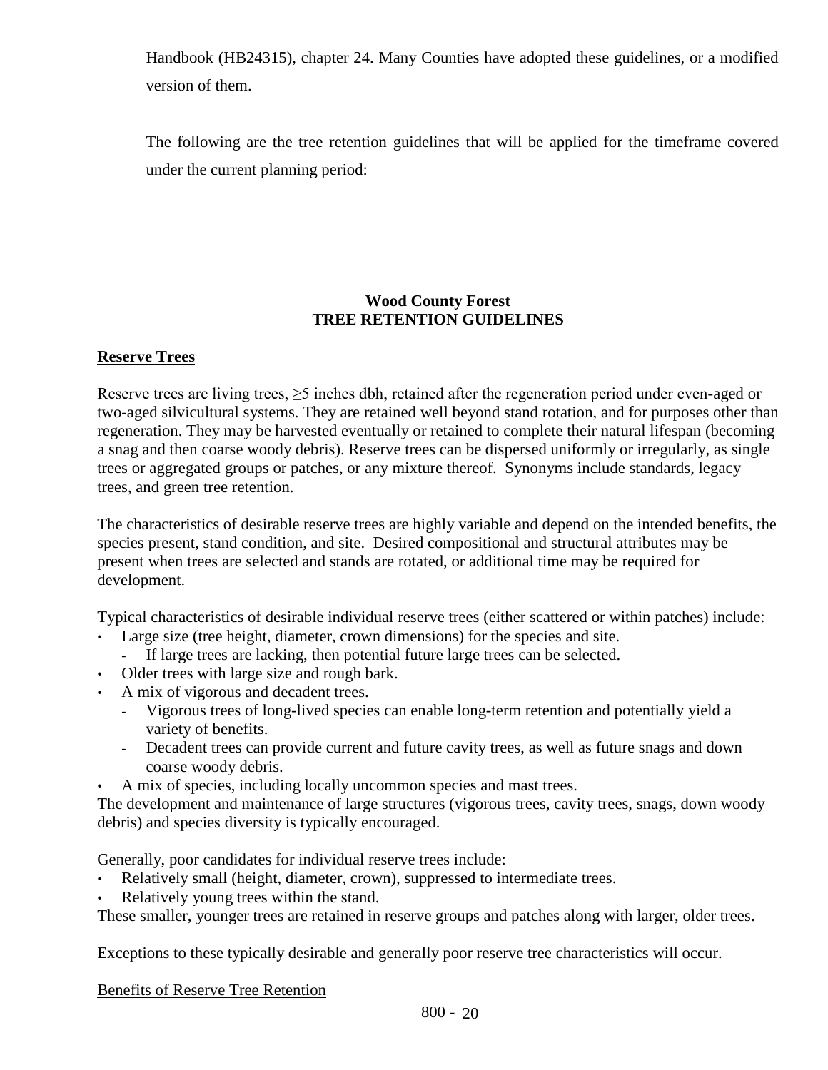Handbook (HB24315), chapter 24. Many Counties have adopted these guidelines, or a modified version of them.

The following are the tree retention guidelines that will be applied for the timeframe covered under the current planning period:

## Wood County Forest
## TREE RETENTION GUIDELINES

### **Reserve Trees**

Reserve trees are living trees, ≥5 inches dbh, retained after the regeneration period under even-aged or two-aged silvicultural systems. They are retained well beyond stand rotation, and for purposes other than regeneration. They may be harvested eventually or retained to complete their natural lifespan (becoming a snag and then coarse woody debris). Reserve trees can be dispersed uniformly or irregularly, as single trees or aggregated groups or patches, or any mixture thereof. Synonyms include standards, legacy trees, and green tree retention.

The characteristics of desirable reserve trees are highly variable and depend on the intended benefits, the species present, stand condition, and site. Desired compositional and structural attributes may be present when trees are selected and stands are rotated, or additional time may be required for development.

Typical characteristics of desirable individual reserve trees (either scattered or within patches) include:

- Large size (tree height, diameter, crown dimensions) for the species and site.
  - If large trees are lacking, then potential future large trees can be selected.
- Older trees with large size and rough bark.
- A mix of vigorous and decadent trees.
  - Vigorous trees of long-lived species can enable long-term retention and potentially yield a variety of benefits.
  - Decadent trees can provide current and future cavity trees, as well as future snags and down coarse woody debris.
- A mix of species, including locally uncommon species and mast trees.

The development and maintenance of large structures (vigorous trees, cavity trees, snags, down woody debris) and species diversity is typically encouraged.

Generally, poor candidates for individual reserve trees include:

- Relatively small (height, diameter, crown), suppressed to intermediate trees.
- Relatively young trees within the stand.

These smaller, younger trees are retained in reserve groups and patches along with larger, older trees.

Exceptions to these typically desirable and generally poor reserve tree characteristics will occur.

Benefits of Reserve Tree Retention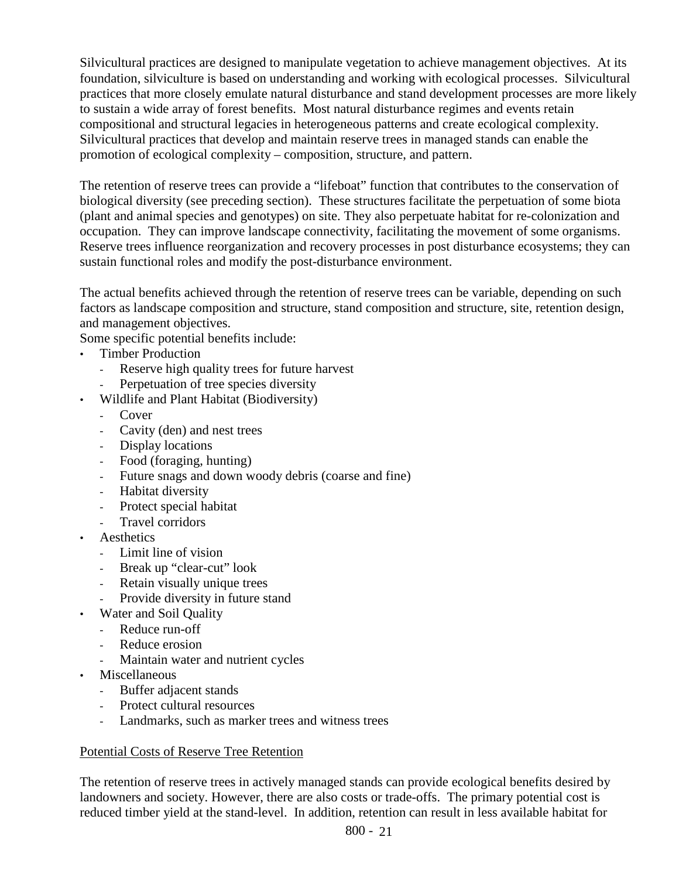Silvicultural practices are designed to manipulate vegetation to achieve management objectives. At its foundation, silviculture is based on understanding and working with ecological processes. Silvicultural practices that more closely emulate natural disturbance and stand development processes are more likely to sustain a wide array of forest benefits. Most natural disturbance regimes and events retain compositional and structural legacies in heterogeneous patterns and create ecological complexity. Silvicultural practices that develop and maintain reserve trees in managed stands can enable the promotion of ecological complexity – composition, structure, and pattern.

The retention of reserve trees can provide a "lifeboat" function that contributes to the conservation of biological diversity (see preceding section). These structures facilitate the perpetuation of some biota (plant and animal species and genotypes) on site. They also perpetuate habitat for re-colonization and occupation. They can improve landscape connectivity, facilitating the movement of some organisms. Reserve trees influence reorganization and recovery processes in post disturbance ecosystems; they can sustain functional roles and modify the post-disturbance environment.

The actual benefits achieved through the retention of reserve trees can be variable, depending on such factors as landscape composition and structure, stand composition and structure, site, retention design, and management objectives.
Some specific potential benefits include:

- Timber Production
  - Reserve high quality trees for future harvest
  - Perpetuation of tree species diversity
- Wildlife and Plant Habitat (Biodiversity)
  - Cover
  - Cavity (den) and nest trees
  - Display locations
  - Food (foraging, hunting)
  - Future snags and down woody debris (coarse and fine)
  - Habitat diversity
  - Protect special habitat
  - Travel corridors
- Aesthetics
  - Limit line of vision
  - Break up "clear-cut" look
  - Retain visually unique trees
  - Provide diversity in future stand
- Water and Soil Quality
  - Reduce run-off
  - Reduce erosion
  - Maintain water and nutrient cycles
- Miscellaneous
  - Buffer adjacent stands
  - Protect cultural resources
  - Landmarks, such as marker trees and witness trees

<u>Potential Costs of Reserve Tree Retention</u>

The retention of reserve trees in actively managed stands can provide ecological benefits desired by landowners and society. However, there are also costs or trade-offs. The primary potential cost is reduced timber yield at the stand-level. In addition, retention can result in less available habitat for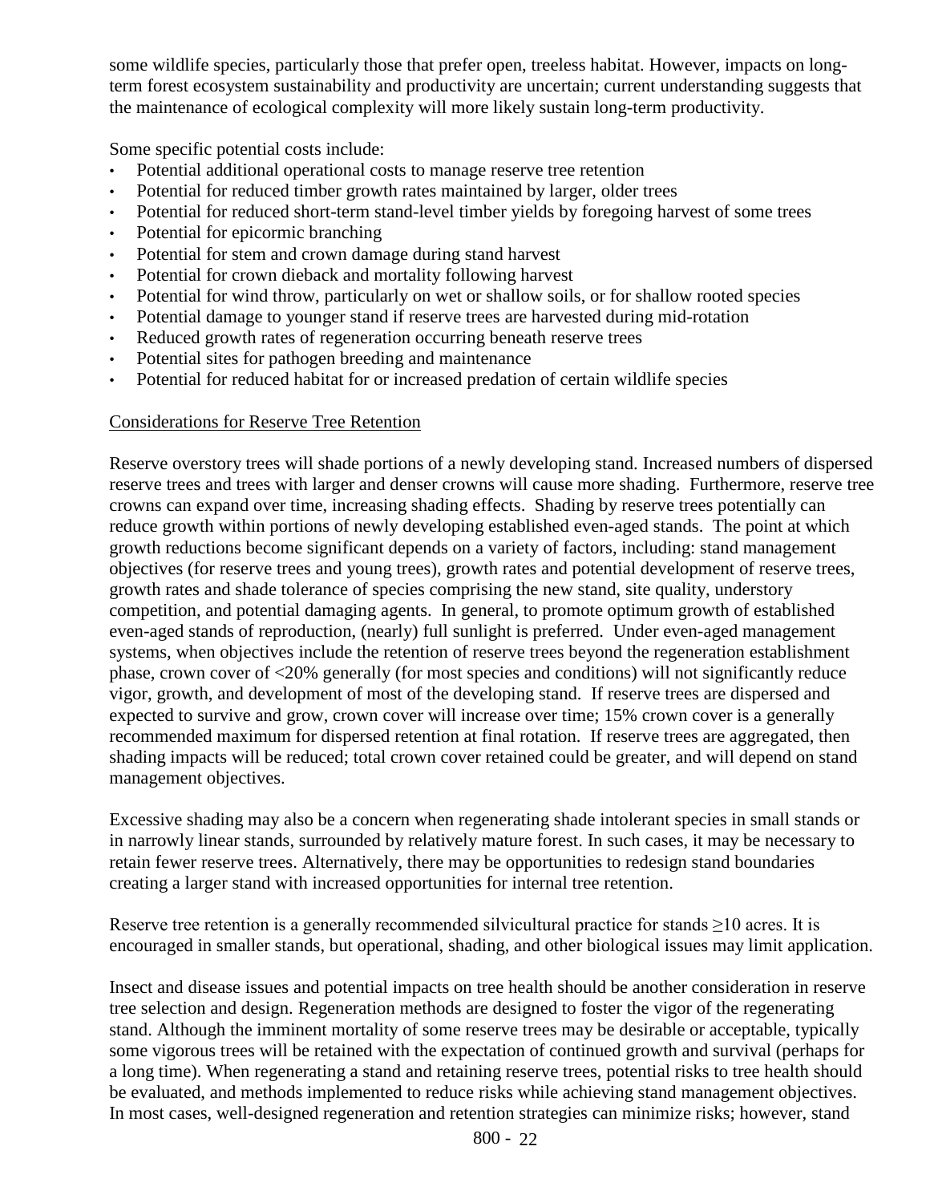some wildlife species, particularly those that prefer open, treeless habitat. However, impacts on long-term forest ecosystem sustainability and productivity are uncertain; current understanding suggests that the maintenance of ecological complexity will more likely sustain long-term productivity.

Some specific potential costs include:

- Potential additional operational costs to manage reserve tree retention
- Potential for reduced timber growth rates maintained by larger, older trees
- Potential for reduced short-term stand-level timber yields by foregoing harvest of some trees
- Potential for epicormic branching
- Potential for stem and crown damage during stand harvest
- Potential for crown dieback and mortality following harvest
- Potential for wind throw, particularly on wet or shallow soils, or for shallow rooted species
- Potential damage to younger stand if reserve trees are harvested during mid-rotation
- Reduced growth rates of regeneration occurring beneath reserve trees
- Potential sites for pathogen breeding and maintenance
- Potential for reduced habitat for or increased predation of certain wildlife species

Considerations for Reserve Tree Retention

Reserve overstory trees will shade portions of a newly developing stand. Increased numbers of dispersed reserve trees and trees with larger and denser crowns will cause more shading. Furthermore, reserve tree crowns can expand over time, increasing shading effects. Shading by reserve trees potentially can reduce growth within portions of newly developing established even-aged stands. The point at which growth reductions become significant depends on a variety of factors, including: stand management objectives (for reserve trees and young trees), growth rates and potential development of reserve trees, growth rates and shade tolerance of species comprising the new stand, site quality, understory competition, and potential damaging agents. In general, to promote optimum growth of established even-aged stands of reproduction, (nearly) full sunlight is preferred. Under even-aged management systems, when objectives include the retention of reserve trees beyond the regeneration establishment phase, crown cover of <20% generally (for most species and conditions) will not significantly reduce vigor, growth, and development of most of the developing stand. If reserve trees are dispersed and expected to survive and grow, crown cover will increase over time; 15% crown cover is a generally recommended maximum for dispersed retention at final rotation. If reserve trees are aggregated, then shading impacts will be reduced; total crown cover retained could be greater, and will depend on stand management objectives.

Excessive shading may also be a concern when regenerating shade intolerant species in small stands or in narrowly linear stands, surrounded by relatively mature forest. In such cases, it may be necessary to retain fewer reserve trees. Alternatively, there may be opportunities to redesign stand boundaries creating a larger stand with increased opportunities for internal tree retention.

Reserve tree retention is a generally recommended silvicultural practice for stands ≥10 acres. It is encouraged in smaller stands, but operational, shading, and other biological issues may limit application.

Insect and disease issues and potential impacts on tree health should be another consideration in reserve tree selection and design. Regeneration methods are designed to foster the vigor of the regenerating stand. Although the imminent mortality of some reserve trees may be desirable or acceptable, typically some vigorous trees will be retained with the expectation of continued growth and survival (perhaps for a long time). When regenerating a stand and retaining reserve trees, potential risks to tree health should be evaluated, and methods implemented to reduce risks while achieving stand management objectives. In most cases, well-designed regeneration and retention strategies can minimize risks; however, stand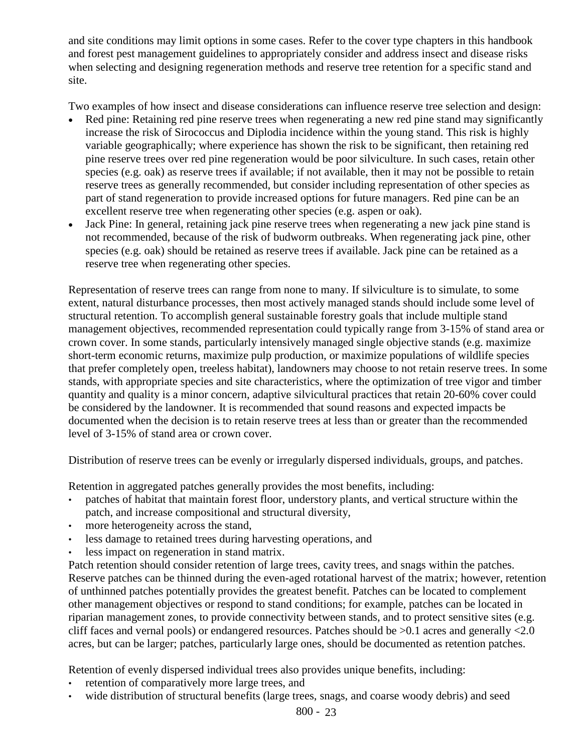and site conditions may limit options in some cases. Refer to the cover type chapters in this handbook and forest pest management guidelines to appropriately consider and address insect and disease risks when selecting and designing regeneration methods and reserve tree retention for a specific stand and site.

Two examples of how insect and disease considerations can influence reserve tree selection and design:

- Red pine: Retaining red pine reserve trees when regenerating a new red pine stand may significantly increase the risk of Sirococcus and Diplodia incidence within the young stand. This risk is highly variable geographically; where experience has shown the risk to be significant, then retaining red pine reserve trees over red pine regeneration would be poor silviculture. In such cases, retain other species (e.g. oak) as reserve trees if available; if not available, then it may not be possible to retain reserve trees as generally recommended, but consider including representation of other species as part of stand regeneration to provide increased options for future managers. Red pine can be an excellent reserve tree when regenerating other species (e.g. aspen or oak).
- Jack Pine: In general, retaining jack pine reserve trees when regenerating a new jack pine stand is not recommended, because of the risk of budworm outbreaks. When regenerating jack pine, other species (e.g. oak) should be retained as reserve trees if available. Jack pine can be retained as a reserve tree when regenerating other species.

Representation of reserve trees can range from none to many. If silviculture is to simulate, to some extent, natural disturbance processes, then most actively managed stands should include some level of structural retention. To accomplish general sustainable forestry goals that include multiple stand management objectives, recommended representation could typically range from 3-15% of stand area or crown cover. In some stands, particularly intensively managed single objective stands (e.g. maximize short-term economic returns, maximize pulp production, or maximize populations of wildlife species that prefer completely open, treeless habitat), landowners may choose to not retain reserve trees. In some stands, with appropriate species and site characteristics, where the optimization of tree vigor and timber quantity and quality is a minor concern, adaptive silvicultural practices that retain 20-60% cover could be considered by the landowner. It is recommended that sound reasons and expected impacts be documented when the decision is to retain reserve trees at less than or greater than the recommended level of 3-15% of stand area or crown cover.

Distribution of reserve trees can be evenly or irregularly dispersed individuals, groups, and patches.

Retention in aggregated patches generally provides the most benefits, including:

- patches of habitat that maintain forest floor, understory plants, and vertical structure within the patch, and increase compositional and structural diversity,
- more heterogeneity across the stand,
- less damage to retained trees during harvesting operations, and
- less impact on regeneration in stand matrix.

Patch retention should consider retention of large trees, cavity trees, and snags within the patches. Reserve patches can be thinned during the even-aged rotational harvest of the matrix; however, retention of unthinned patches potentially provides the greatest benefit. Patches can be located to complement other management objectives or respond to stand conditions; for example, patches can be located in riparian management zones, to provide connectivity between stands, and to protect sensitive sites (e.g. cliff faces and vernal pools) or endangered resources. Patches should be >0.1 acres and generally <2.0 acres, but can be larger; patches, particularly large ones, should be documented as retention patches.

Retention of evenly dispersed individual trees also provides unique benefits, including:

- retention of comparatively more large trees, and
- wide distribution of structural benefits (large trees, snags, and coarse woody debris) and seed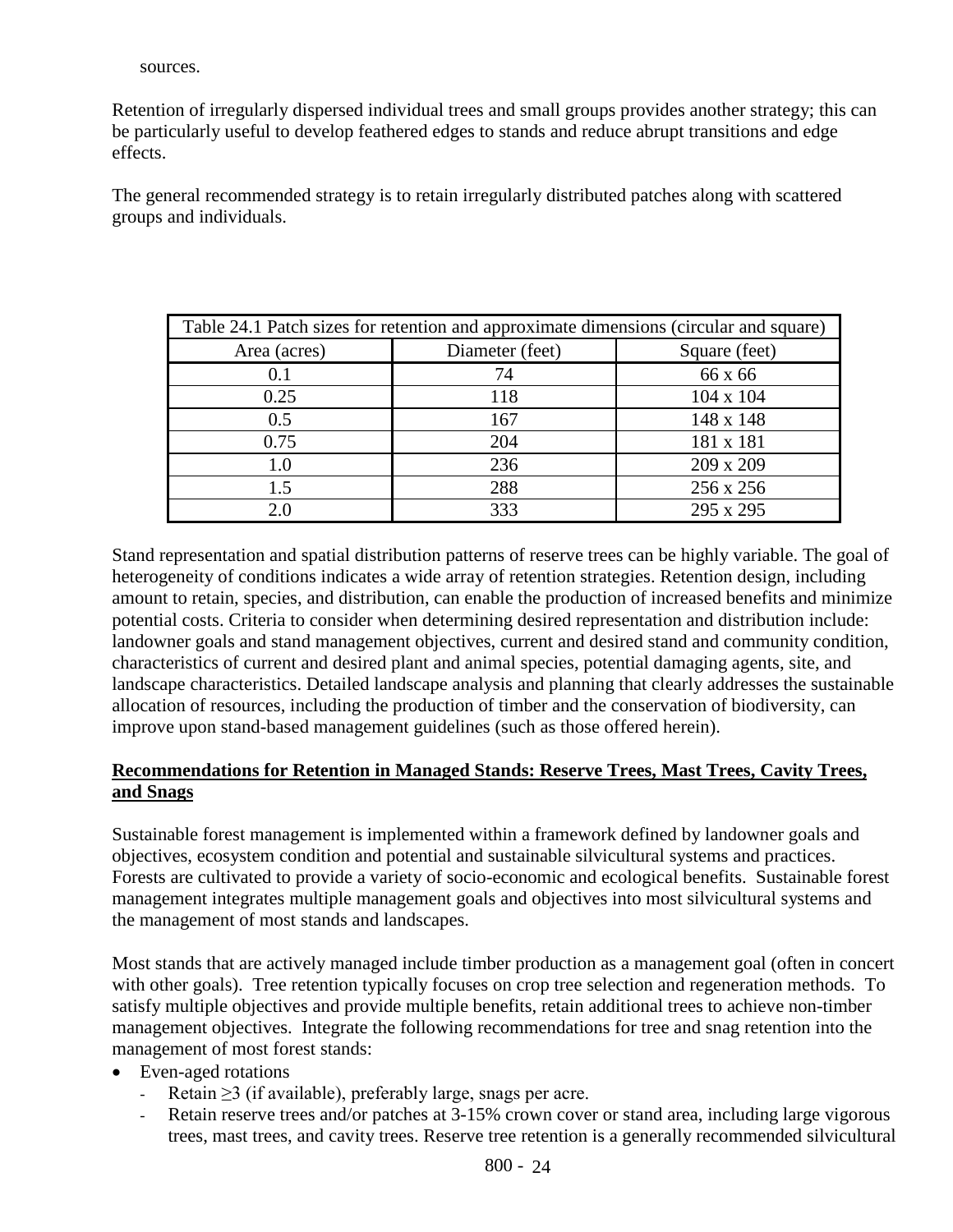sources.

Retention of irregularly dispersed individual trees and small groups provides another strategy; this can be particularly useful to develop feathered edges to stands and reduce abrupt transitions and edge effects.

The general recommended strategy is to retain irregularly distributed patches along with scattered groups and individuals.

| Table 24.1 Patch sizes for retention and approximate dimensions (circular and square) | | |
|---|---|---|
| Area (acres) | Diameter (feet) | Square (feet) |
| 0.1 | 74 | 66 x 66 |
| 0.25 | 118 | 104 x 104 |
| 0.5 | 167 | 148 x 148 |
| 0.75 | 204 | 181 x 181 |
| 1.0 | 236 | 209 x 209 |
| 1.5 | 288 | 256 x 256 |
| 2.0 | 333 | 295 x 295 |

Stand representation and spatial distribution patterns of reserve trees can be highly variable. The goal of heterogeneity of conditions indicates a wide array of retention strategies. Retention design, including amount to retain, species, and distribution, can enable the production of increased benefits and minimize potential costs. Criteria to consider when determining desired representation and distribution include: landowner goals and stand management objectives, current and desired stand and community condition, characteristics of current and desired plant and animal species, potential damaging agents, site, and landscape characteristics. Detailed landscape analysis and planning that clearly addresses the sustainable allocation of resources, including the production of timber and the conservation of biodiversity, can improve upon stand-based management guidelines (such as those offered herein).

**Recommendations for Retention in Managed Stands: Reserve Trees, Mast Trees, Cavity Trees, and Snags**

Sustainable forest management is implemented within a framework defined by landowner goals and objectives, ecosystem condition and potential and sustainable silvicultural systems and practices. Forests are cultivated to provide a variety of socio-economic and ecological benefits. Sustainable forest management integrates multiple management goals and objectives into most silvicultural systems and the management of most stands and landscapes.

Most stands that are actively managed include timber production as a management goal (often in concert with other goals). Tree retention typically focuses on crop tree selection and regeneration methods. To satisfy multiple objectives and provide multiple benefits, retain additional trees to achieve non-timber management objectives. Integrate the following recommendations for tree and snag retention into the management of most forest stands:

- Even-aged rotations
  - Retain ≥3 (if available), preferably large, snags per acre.
  - Retain reserve trees and/or patches at 3-15% crown cover or stand area, including large vigorous trees, mast trees, and cavity trees. Reserve tree retention is a generally recommended silvicultural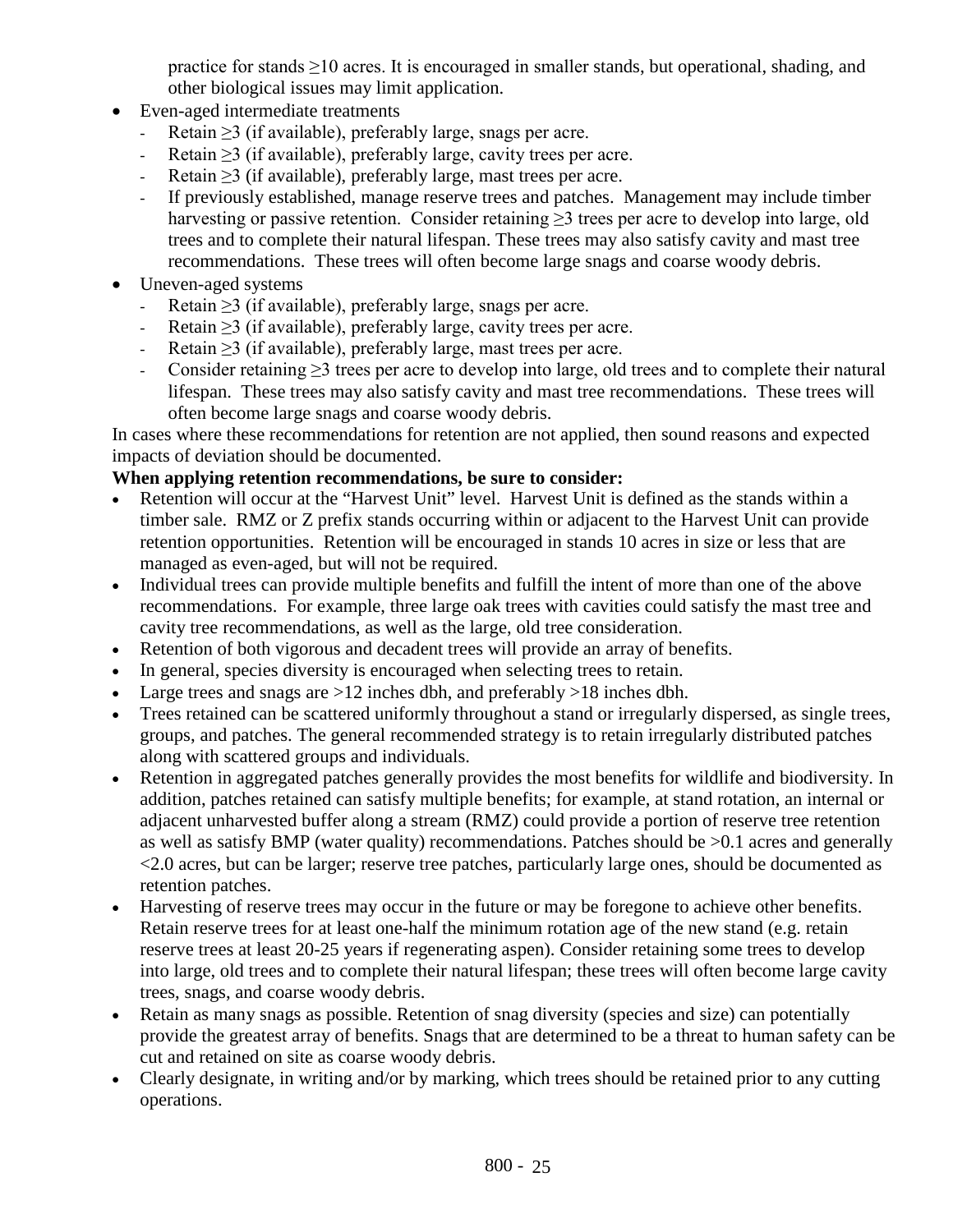practice for stands ≥10 acres. It is encouraged in smaller stands, but operational, shading, and other biological issues may limit application.

- Even-aged intermediate treatments
  - Retain ≥3 (if available), preferably large, snags per acre.
  - Retain ≥3 (if available), preferably large, cavity trees per acre.
  - Retain ≥3 (if available), preferably large, mast trees per acre.
  - If previously established, manage reserve trees and patches. Management may include timber harvesting or passive retention. Consider retaining ≥3 trees per acre to develop into large, old trees and to complete their natural lifespan. These trees may also satisfy cavity and mast tree recommendations. These trees will often become large snags and coarse woody debris.
- Uneven-aged systems
  - Retain ≥3 (if available), preferably large, snags per acre.
  - Retain ≥3 (if available), preferably large, cavity trees per acre.
  - Retain ≥3 (if available), preferably large, mast trees per acre.
  - Consider retaining ≥3 trees per acre to develop into large, old trees and to complete their natural lifespan. These trees may also satisfy cavity and mast tree recommendations. These trees will often become large snags and coarse woody debris.

In cases where these recommendations for retention are not applied, then sound reasons and expected impacts of deviation should be documented.

**When applying retention recommendations, be sure to consider:**

- Retention will occur at the "Harvest Unit" level. Harvest Unit is defined as the stands within a timber sale. RMZ or Z prefix stands occurring within or adjacent to the Harvest Unit can provide retention opportunities. Retention will be encouraged in stands 10 acres in size or less that are managed as even-aged, but will not be required.
- Individual trees can provide multiple benefits and fulfill the intent of more than one of the above recommendations. For example, three large oak trees with cavities could satisfy the mast tree and cavity tree recommendations, as well as the large, old tree consideration.
- Retention of both vigorous and decadent trees will provide an array of benefits.
- In general, species diversity is encouraged when selecting trees to retain.
- Large trees and snags are >12 inches dbh, and preferably >18 inches dbh.
- Trees retained can be scattered uniformly throughout a stand or irregularly dispersed, as single trees, groups, and patches. The general recommended strategy is to retain irregularly distributed patches along with scattered groups and individuals.
- Retention in aggregated patches generally provides the most benefits for wildlife and biodiversity. In addition, patches retained can satisfy multiple benefits; for example, at stand rotation, an internal or adjacent unharvested buffer along a stream (RMZ) could provide a portion of reserve tree retention as well as satisfy BMP (water quality) recommendations. Patches should be >0.1 acres and generally <2.0 acres, but can be larger; reserve tree patches, particularly large ones, should be documented as retention patches.
- Harvesting of reserve trees may occur in the future or may be foregone to achieve other benefits. Retain reserve trees for at least one-half the minimum rotation age of the new stand (e.g. retain reserve trees at least 20-25 years if regenerating aspen). Consider retaining some trees to develop into large, old trees and to complete their natural lifespan; these trees will often become large cavity trees, snags, and coarse woody debris.
- Retain as many snags as possible. Retention of snag diversity (species and size) can potentially provide the greatest array of benefits. Snags that are determined to be a threat to human safety can be cut and retained on site as coarse woody debris.
- Clearly designate, in writing and/or by marking, which trees should be retained prior to any cutting operations.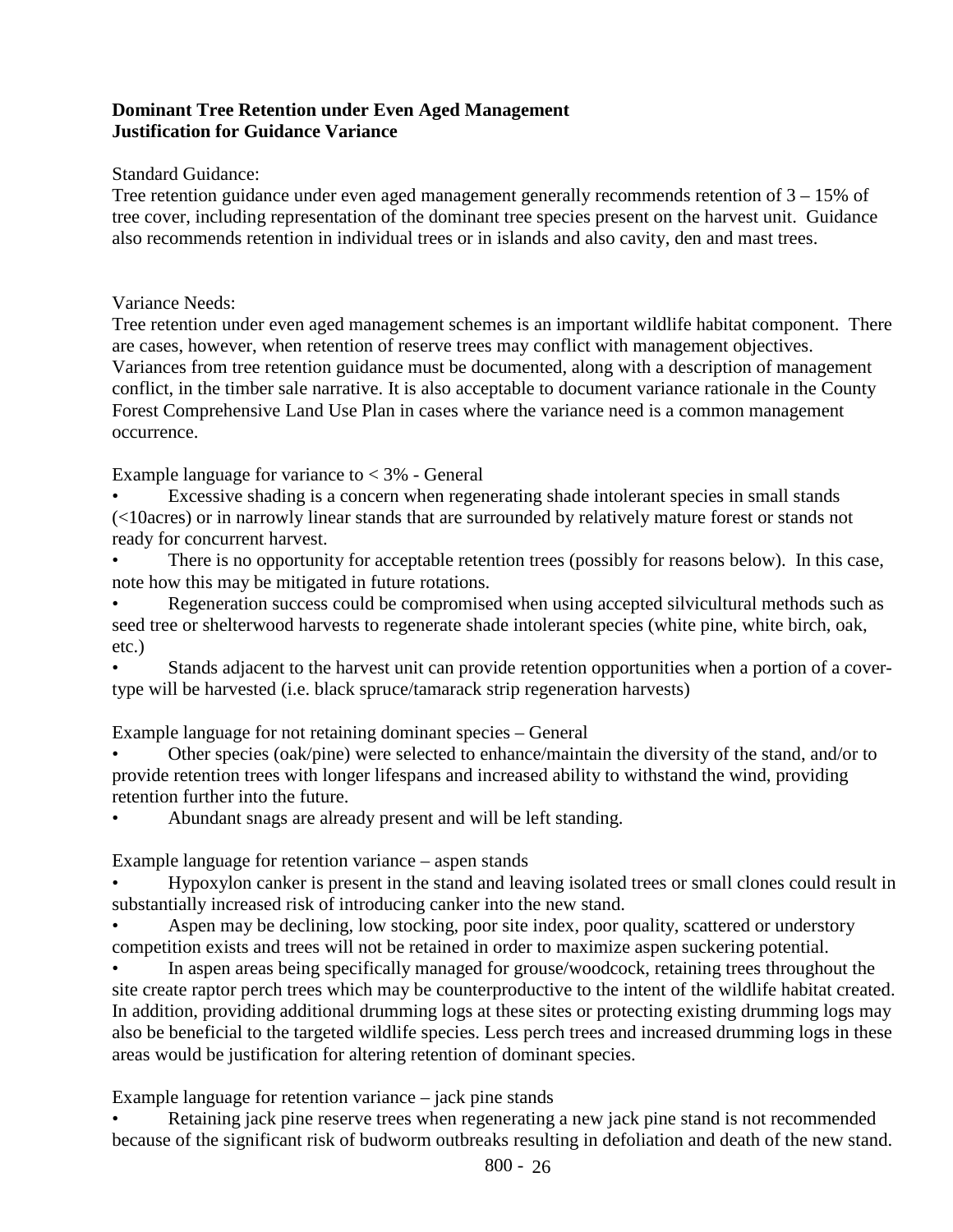**Dominant Tree Retention under Even Aged Management**
**Justification for Guidance Variance**

Standard Guidance:
Tree retention guidance under even aged management generally recommends retention of 3 – 15% of tree cover, including representation of the dominant tree species present on the harvest unit. Guidance also recommends retention in individual trees or in islands and also cavity, den and mast trees.

Variance Needs:
Tree retention under even aged management schemes is an important wildlife habitat component. There are cases, however, when retention of reserve trees may conflict with management objectives. Variances from tree retention guidance must be documented, along with a description of management conflict, in the timber sale narrative. It is also acceptable to document variance rationale in the County Forest Comprehensive Land Use Plan in cases where the variance need is a common management occurrence.

Example language for variance to < 3% - General

- Excessive shading is a concern when regenerating shade intolerant species in small stands (<10acres) or in narrowly linear stands that are surrounded by relatively mature forest or stands not ready for concurrent harvest.
- There is no opportunity for acceptable retention trees (possibly for reasons below). In this case, note how this may be mitigated in future rotations.
- Regeneration success could be compromised when using accepted silvicultural methods such as seed tree or shelterwood harvests to regenerate shade intolerant species (white pine, white birch, oak, etc.)
- Stands adjacent to the harvest unit can provide retention opportunities when a portion of a cover-type will be harvested (i.e. black spruce/tamarack strip regeneration harvests)

Example language for not retaining dominant species – General

- Other species (oak/pine) were selected to enhance/maintain the diversity of the stand, and/or to provide retention trees with longer lifespans and increased ability to withstand the wind, providing retention further into the future.
- Abundant snags are already present and will be left standing.

Example language for retention variance – aspen stands

- Hypoxylon canker is present in the stand and leaving isolated trees or small clones could result in substantially increased risk of introducing canker into the new stand.
- Aspen may be declining, low stocking, poor site index, poor quality, scattered or understory competition exists and trees will not be retained in order to maximize aspen suckering potential.
- In aspen areas being specifically managed for grouse/woodcock, retaining trees throughout the site create raptor perch trees which may be counterproductive to the intent of the wildlife habitat created. In addition, providing additional drumming logs at these sites or protecting existing drumming logs may also be beneficial to the targeted wildlife species. Less perch trees and increased drumming logs in these areas would be justification for altering retention of dominant species.

Example language for retention variance – jack pine stands

- Retaining jack pine reserve trees when regenerating a new jack pine stand is not recommended because of the significant risk of budworm outbreaks resulting in defoliation and death of the new stand.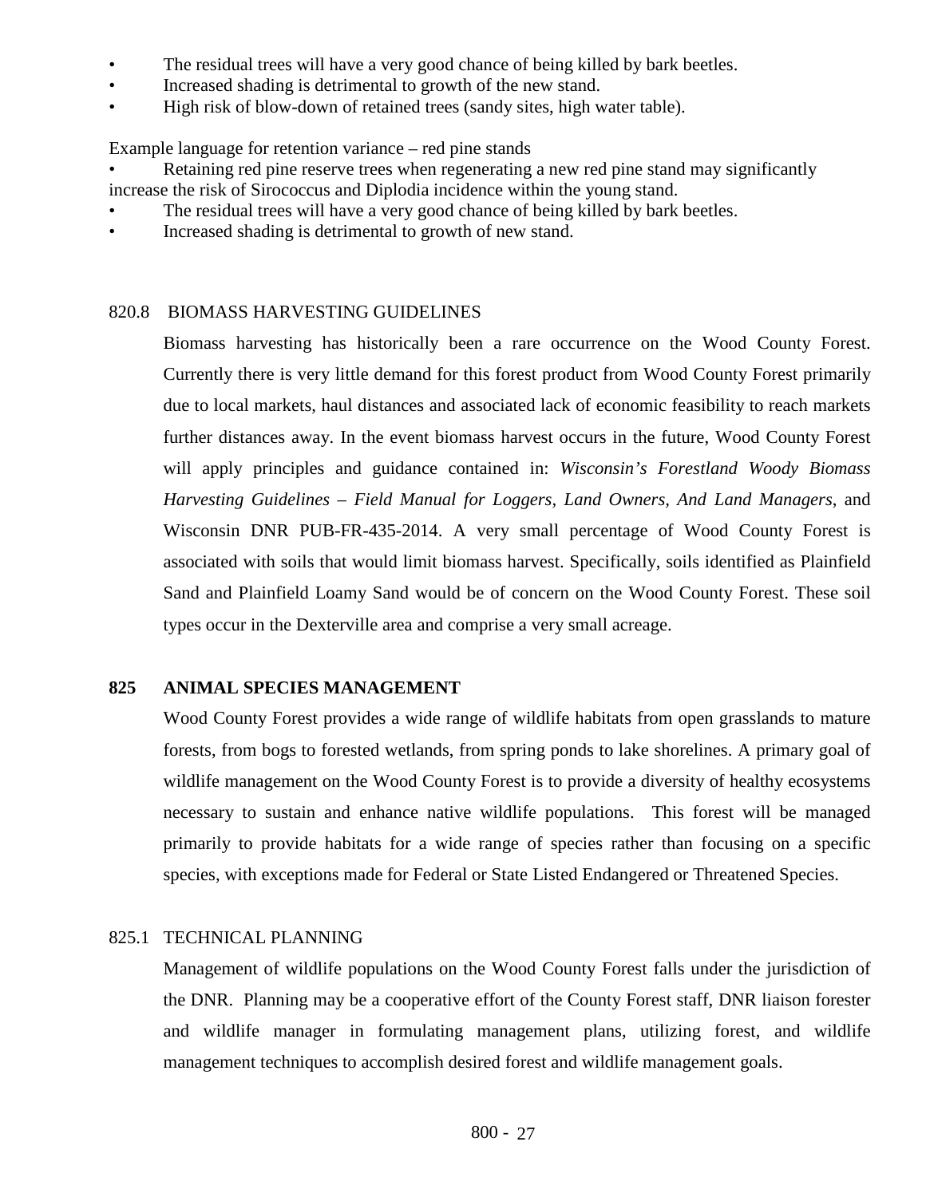- The residual trees will have a very good chance of being killed by bark beetles.
- Increased shading is detrimental to growth of the new stand.
- High risk of blow-down of retained trees (sandy sites, high water table).

Example language for retention variance – red pine stands

- Retaining red pine reserve trees when regenerating a new red pine stand may significantly increase the risk of Sirococcus and Diplodia incidence within the young stand.
- The residual trees will have a very good chance of being killed by bark beetles.
- Increased shading is detrimental to growth of new stand.

### 820.8 BIOMASS HARVESTING GUIDELINES

Biomass harvesting has historically been a rare occurrence on the Wood County Forest. Currently there is very little demand for this forest product from Wood County Forest primarily due to local markets, haul distances and associated lack of economic feasibility to reach markets further distances away. In the event biomass harvest occurs in the future, Wood County Forest will apply principles and guidance contained in: *Wisconsin's Forestland Woody Biomass Harvesting Guidelines – Field Manual for Loggers, Land Owners, And Land Managers*, and Wisconsin DNR PUB-FR-435-2014. A very small percentage of Wood County Forest is associated with soils that would limit biomass harvest. Specifically, soils identified as Plainfield Sand and Plainfield Loamy Sand would be of concern on the Wood County Forest. These soil types occur in the Dexterville area and comprise a very small acreage.

## 825 ANIMAL SPECIES MANAGEMENT

Wood County Forest provides a wide range of wildlife habitats from open grasslands to mature forests, from bogs to forested wetlands, from spring ponds to lake shorelines. A primary goal of wildlife management on the Wood County Forest is to provide a diversity of healthy ecosystems necessary to sustain and enhance native wildlife populations. This forest will be managed primarily to provide habitats for a wide range of species rather than focusing on a specific species, with exceptions made for Federal or State Listed Endangered or Threatened Species.

### 825.1 TECHNICAL PLANNING

Management of wildlife populations on the Wood County Forest falls under the jurisdiction of the DNR. Planning may be a cooperative effort of the County Forest staff, DNR liaison forester and wildlife manager in formulating management plans, utilizing forest, and wildlife management techniques to accomplish desired forest and wildlife management goals.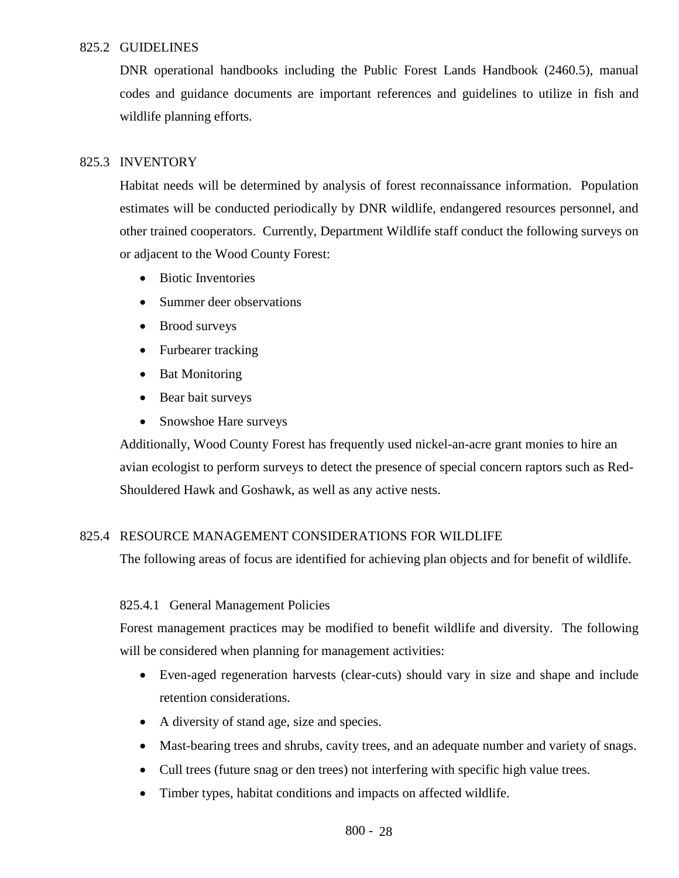### 825.2 GUIDELINES

DNR operational handbooks including the Public Forest Lands Handbook (2460.5), manual codes and guidance documents are important references and guidelines to utilize in fish and wildlife planning efforts.

### 825.3 INVENTORY

Habitat needs will be determined by analysis of forest reconnaissance information. Population estimates will be conducted periodically by DNR wildlife, endangered resources personnel, and other trained cooperators. Currently, Department Wildlife staff conduct the following surveys on or adjacent to the Wood County Forest:

- Biotic Inventories
- Summer deer observations
- Brood surveys
- Furbearer tracking
- Bat Monitoring
- Bear bait surveys
- Snowshoe Hare surveys

Additionally, Wood County Forest has frequently used nickel-an-acre grant monies to hire an avian ecologist to perform surveys to detect the presence of special concern raptors such as Red-Shouldered Hawk and Goshawk, as well as any active nests.

### 825.4 RESOURCE MANAGEMENT CONSIDERATIONS FOR WILDLIFE

The following areas of focus are identified for achieving plan objects and for benefit of wildlife.

#### 825.4.1 General Management Policies

Forest management practices may be modified to benefit wildlife and diversity. The following will be considered when planning for management activities:

- Even-aged regeneration harvests (clear-cuts) should vary in size and shape and include retention considerations.
- A diversity of stand age, size and species.
- Mast-bearing trees and shrubs, cavity trees, and an adequate number and variety of snags.
- Cull trees (future snag or den trees) not interfering with specific high value trees.
- Timber types, habitat conditions and impacts on affected wildlife.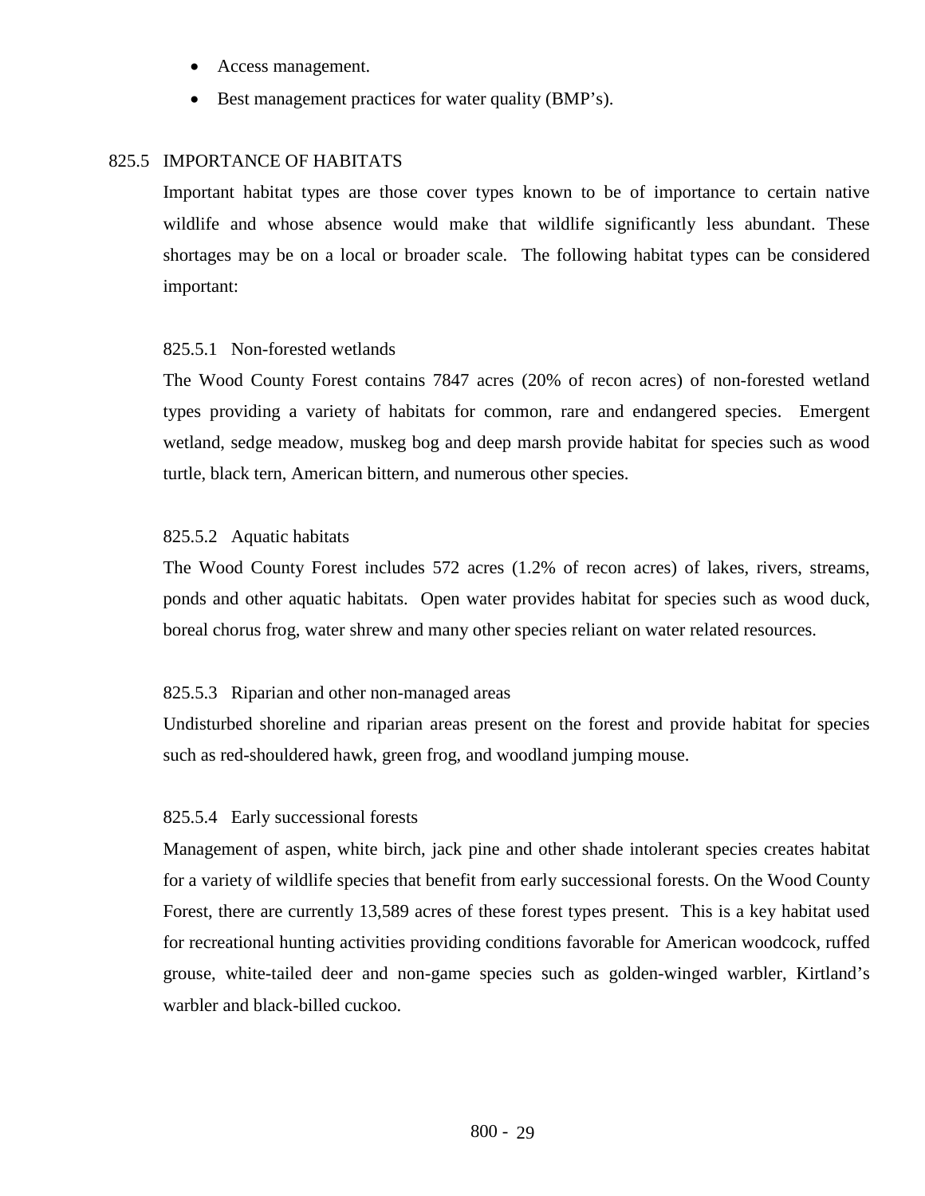- Access management.
- Best management practices for water quality (BMP's).

## 825.5 IMPORTANCE OF HABITATS

Important habitat types are those cover types known to be of importance to certain native wildlife and whose absence would make that wildlife significantly less abundant. These shortages may be on a local or broader scale. The following habitat types can be considered important:

### 825.5.1 Non-forested wetlands

The Wood County Forest contains 7847 acres (20% of recon acres) of non-forested wetland types providing a variety of habitats for common, rare and endangered species. Emergent wetland, sedge meadow, muskeg bog and deep marsh provide habitat for species such as wood turtle, black tern, American bittern, and numerous other species.

### 825.5.2 Aquatic habitats

The Wood County Forest includes 572 acres (1.2% of recon acres) of lakes, rivers, streams, ponds and other aquatic habitats. Open water provides habitat for species such as wood duck, boreal chorus frog, water shrew and many other species reliant on water related resources.

### 825.5.3 Riparian and other non-managed areas

Undisturbed shoreline and riparian areas present on the forest and provide habitat for species such as red-shouldered hawk, green frog, and woodland jumping mouse.

### 825.5.4 Early successional forests

Management of aspen, white birch, jack pine and other shade intolerant species creates habitat for a variety of wildlife species that benefit from early successional forests. On the Wood County Forest, there are currently 13,589 acres of these forest types present. This is a key habitat used for recreational hunting activities providing conditions favorable for American woodcock, ruffed grouse, white-tailed deer and non-game species such as golden-winged warbler, Kirtland's warbler and black-billed cuckoo.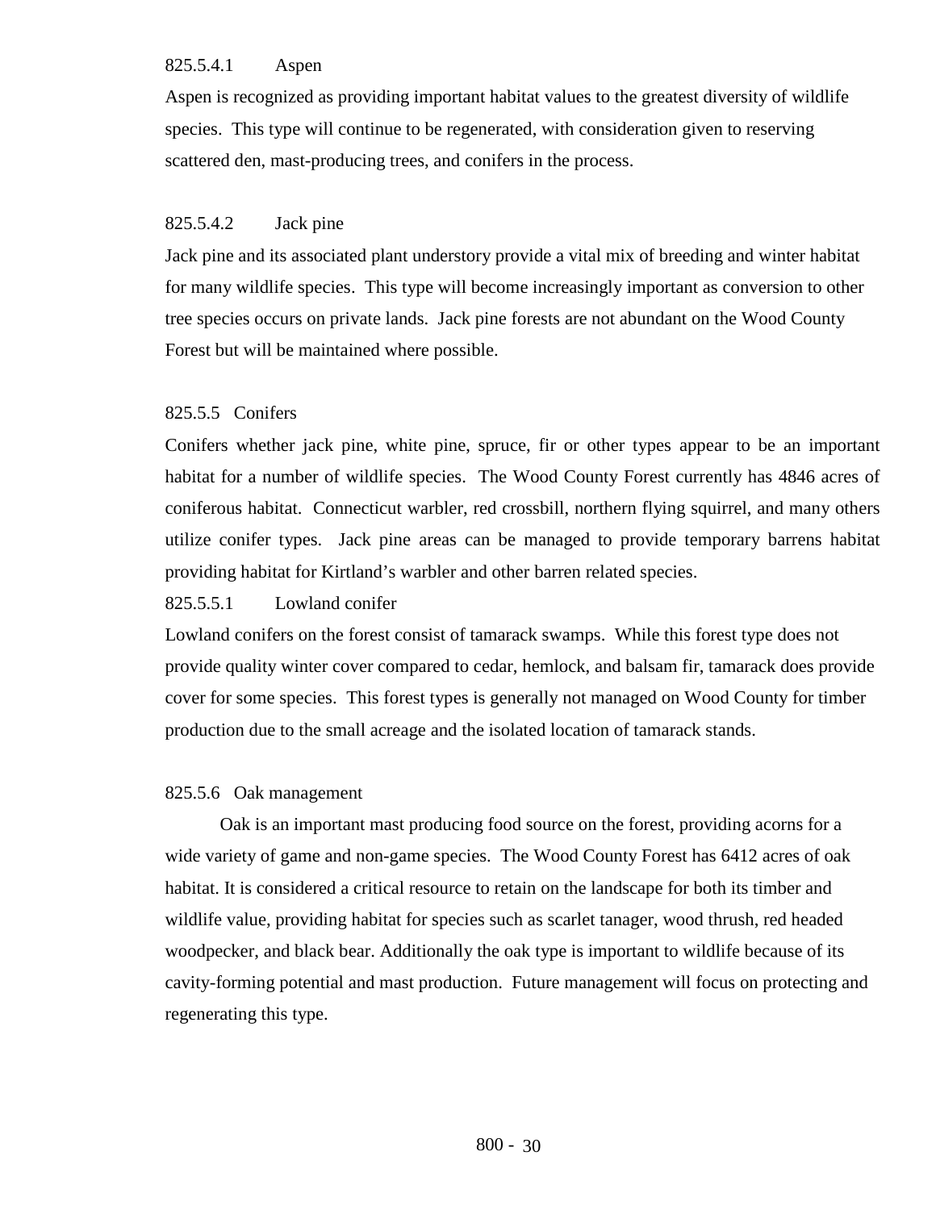#### 825.5.4.1 Aspen

Aspen is recognized as providing important habitat values to the greatest diversity of wildlife species. This type will continue to be regenerated, with consideration given to reserving scattered den, mast-producing trees, and conifers in the process.

#### 825.5.4.2 Jack pine

Jack pine and its associated plant understory provide a vital mix of breeding and winter habitat for many wildlife species. This type will become increasingly important as conversion to other tree species occurs on private lands. Jack pine forests are not abundant on the Wood County Forest but will be maintained where possible.

### 825.5.5 Conifers

Conifers whether jack pine, white pine, spruce, fir or other types appear to be an important habitat for a number of wildlife species. The Wood County Forest currently has 4846 acres of coniferous habitat. Connecticut warbler, red crossbill, northern flying squirrel, and many others utilize conifer types. Jack pine areas can be managed to provide temporary barrens habitat providing habitat for Kirtland's warbler and other barren related species.

#### 825.5.5.1 Lowland conifer

Lowland conifers on the forest consist of tamarack swamps. While this forest type does not provide quality winter cover compared to cedar, hemlock, and balsam fir, tamarack does provide cover for some species. This forest types is generally not managed on Wood County for timber production due to the small acreage and the isolated location of tamarack stands.

### 825.5.6 Oak management

Oak is an important mast producing food source on the forest, providing acorns for a wide variety of game and non-game species. The Wood County Forest has 6412 acres of oak habitat. It is considered a critical resource to retain on the landscape for both its timber and wildlife value, providing habitat for species such as scarlet tanager, wood thrush, red headed woodpecker, and black bear. Additionally the oak type is important to wildlife because of its cavity-forming potential and mast production. Future management will focus on protecting and regenerating this type.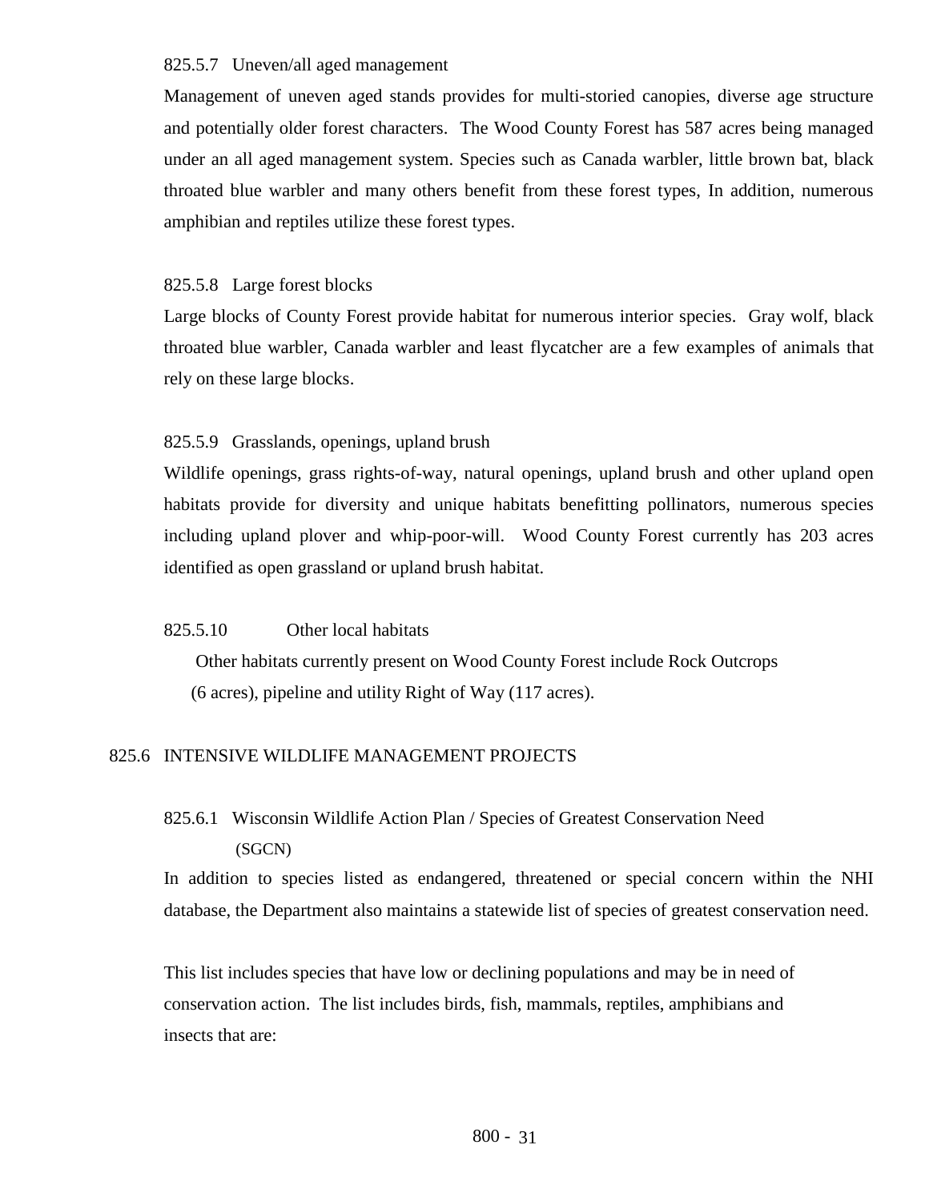#### 825.5.7 Uneven/all aged management

Management of uneven aged stands provides for multi-storied canopies, diverse age structure and potentially older forest characters. The Wood County Forest has 587 acres being managed under an all aged management system. Species such as Canada warbler, little brown bat, black throated blue warbler and many others benefit from these forest types, In addition, numerous amphibian and reptiles utilize these forest types.

#### 825.5.8 Large forest blocks

Large blocks of County Forest provide habitat for numerous interior species. Gray wolf, black throated blue warbler, Canada warbler and least flycatcher are a few examples of animals that rely on these large blocks.

#### 825.5.9 Grasslands, openings, upland brush

Wildlife openings, grass rights-of-way, natural openings, upland brush and other upland open habitats provide for diversity and unique habitats benefitting pollinators, numerous species including upland plover and whip-poor-will. Wood County Forest currently has 203 acres identified as open grassland or upland brush habitat.

#### 825.5.10 Other local habitats

Other habitats currently present on Wood County Forest include Rock Outcrops (6 acres), pipeline and utility Right of Way (117 acres).

### 825.6 INTENSIVE WILDLIFE MANAGEMENT PROJECTS

#### 825.6.1 Wisconsin Wildlife Action Plan / Species of Greatest Conservation Need (SGCN)

In addition to species listed as endangered, threatened or special concern within the NHI database, the Department also maintains a statewide list of species of greatest conservation need.

This list includes species that have low or declining populations and may be in need of conservation action. The list includes birds, fish, mammals, reptiles, amphibians and insects that are: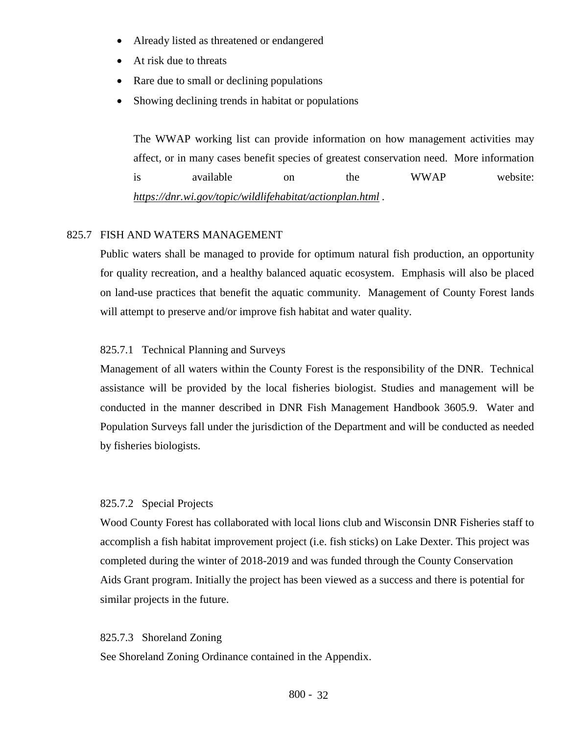- Already listed as threatened or endangered
- At risk due to threats
- Rare due to small or declining populations
- Showing declining trends in habitat or populations

The WWAP working list can provide information on how management activities may affect, or in many cases benefit species of greatest conservation need. More information is available on the WWAP website: *https://dnr.wi.gov/topic/wildlifehabitat/actionplan.html* .

## 825.7 FISH AND WATERS MANAGEMENT

Public waters shall be managed to provide for optimum natural fish production, an opportunity for quality recreation, and a healthy balanced aquatic ecosystem. Emphasis will also be placed on land-use practices that benefit the aquatic community. Management of County Forest lands will attempt to preserve and/or improve fish habitat and water quality.

### 825.7.1 Technical Planning and Surveys

Management of all waters within the County Forest is the responsibility of the DNR. Technical assistance will be provided by the local fisheries biologist. Studies and management will be conducted in the manner described in DNR Fish Management Handbook 3605.9. Water and Population Surveys fall under the jurisdiction of the Department and will be conducted as needed by fisheries biologists.

### 825.7.2 Special Projects

Wood County Forest has collaborated with local lions club and Wisconsin DNR Fisheries staff to accomplish a fish habitat improvement project (i.e. fish sticks) on Lake Dexter. This project was completed during the winter of 2018-2019 and was funded through the County Conservation Aids Grant program. Initially the project has been viewed as a success and there is potential for similar projects in the future.

### 825.7.3 Shoreland Zoning

See Shoreland Zoning Ordinance contained in the Appendix.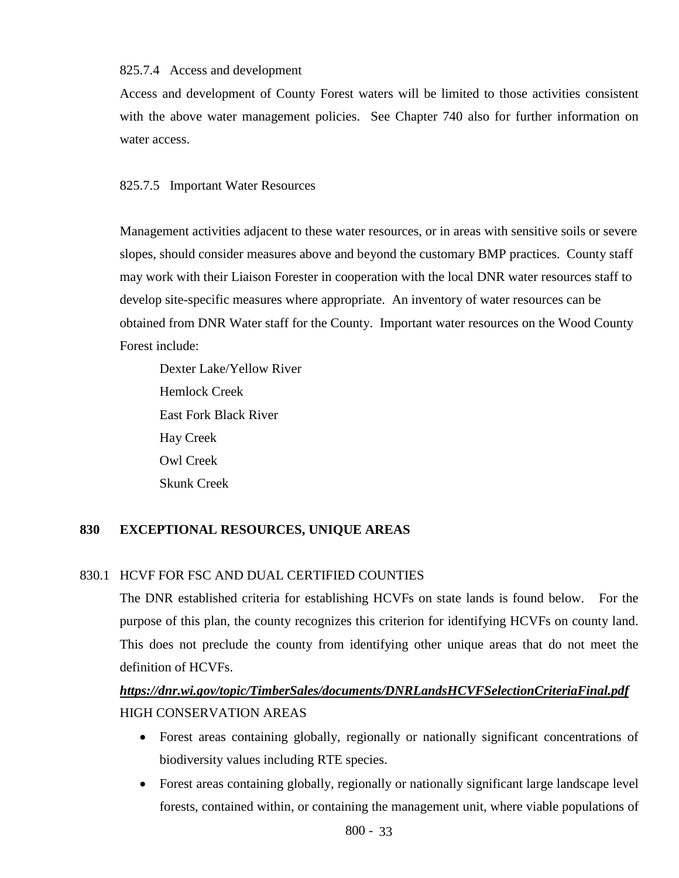825.7.4 Access and development

Access and development of County Forest waters will be limited to those activities consistent with the above water management policies. See Chapter 740 also for further information on water access.

825.7.5 Important Water Resources

Management activities adjacent to these water resources, or in areas with sensitive soils or severe slopes, should consider measures above and beyond the customary BMP practices. County staff may work with their Liaison Forester in cooperation with the local DNR water resources staff to develop site-specific measures where appropriate. An inventory of water resources can be obtained from DNR Water staff for the County. Important water resources on the Wood County Forest include:

- Dexter Lake/Yellow River
- Hemlock Creek
- East Fork Black River
- Hay Creek
- Owl Creek
- Skunk Creek

## 830 EXCEPTIONAL RESOURCES, UNIQUE AREAS

830.1 HCVF FOR FSC AND DUAL CERTIFIED COUNTIES

The DNR established criteria for establishing HCVFs on state lands is found below. For the purpose of this plan, the county recognizes this criterion for identifying HCVFs on county land. This does not preclude the county from identifying other unique areas that do not meet the definition of HCVFs.

***https://dnr.wi.gov/topic/TimberSales/documents/DNRLandsHCVFSelectionCriteriaFinal.pdf***

HIGH CONSERVATION AREAS

- Forest areas containing globally, regionally or nationally significant concentrations of biodiversity values including RTE species.
- Forest areas containing globally, regionally or nationally significant large landscape level forests, contained within, or containing the management unit, where viable populations of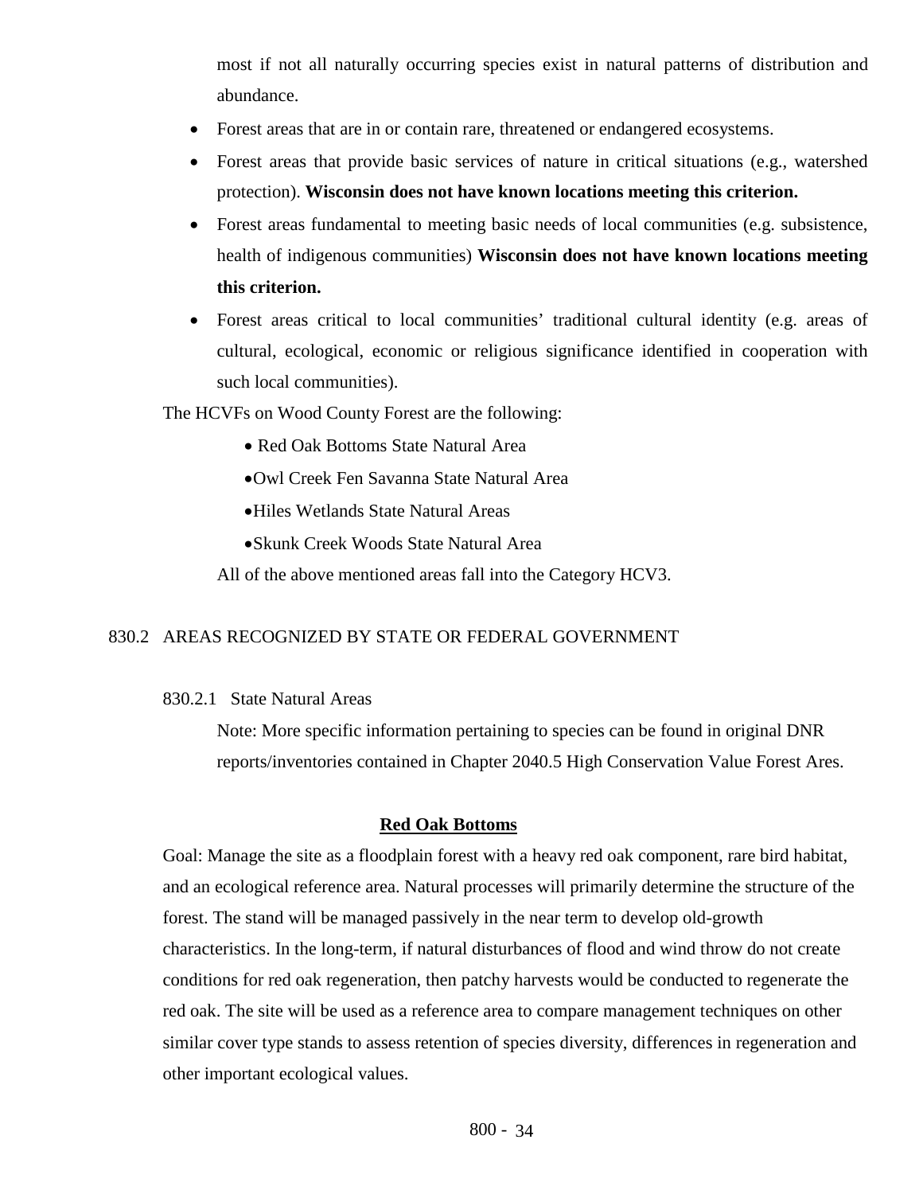most if not all naturally occurring species exist in natural patterns of distribution and abundance.

- Forest areas that are in or contain rare, threatened or endangered ecosystems.
- Forest areas that provide basic services of nature in critical situations (e.g., watershed protection). **Wisconsin does not have known locations meeting this criterion.**
- Forest areas fundamental to meeting basic needs of local communities (e.g. subsistence, health of indigenous communities) **Wisconsin does not have known locations meeting this criterion.**
- Forest areas critical to local communities' traditional cultural identity (e.g. areas of cultural, ecological, economic or religious significance identified in cooperation with such local communities).

The HCVFs on Wood County Forest are the following:

- Red Oak Bottoms State Natural Area
- Owl Creek Fen Savanna State Natural Area
- Hiles Wetlands State Natural Areas
- Skunk Creek Woods State Natural Area

All of the above mentioned areas fall into the Category HCV3.

## 830.2 AREAS RECOGNIZED BY STATE OR FEDERAL GOVERNMENT

### 830.2.1 State Natural Areas

Note: More specific information pertaining to species can be found in original DNR reports/inventories contained in Chapter 2040.5 High Conservation Value Forest Ares.

**Red Oak Bottoms**

Goal: Manage the site as a floodplain forest with a heavy red oak component, rare bird habitat, and an ecological reference area. Natural processes will primarily determine the structure of the forest. The stand will be managed passively in the near term to develop old-growth characteristics. In the long-term, if natural disturbances of flood and wind throw do not create conditions for red oak regeneration, then patchy harvests would be conducted to regenerate the red oak. The site will be used as a reference area to compare management techniques on other similar cover type stands to assess retention of species diversity, differences in regeneration and other important ecological values.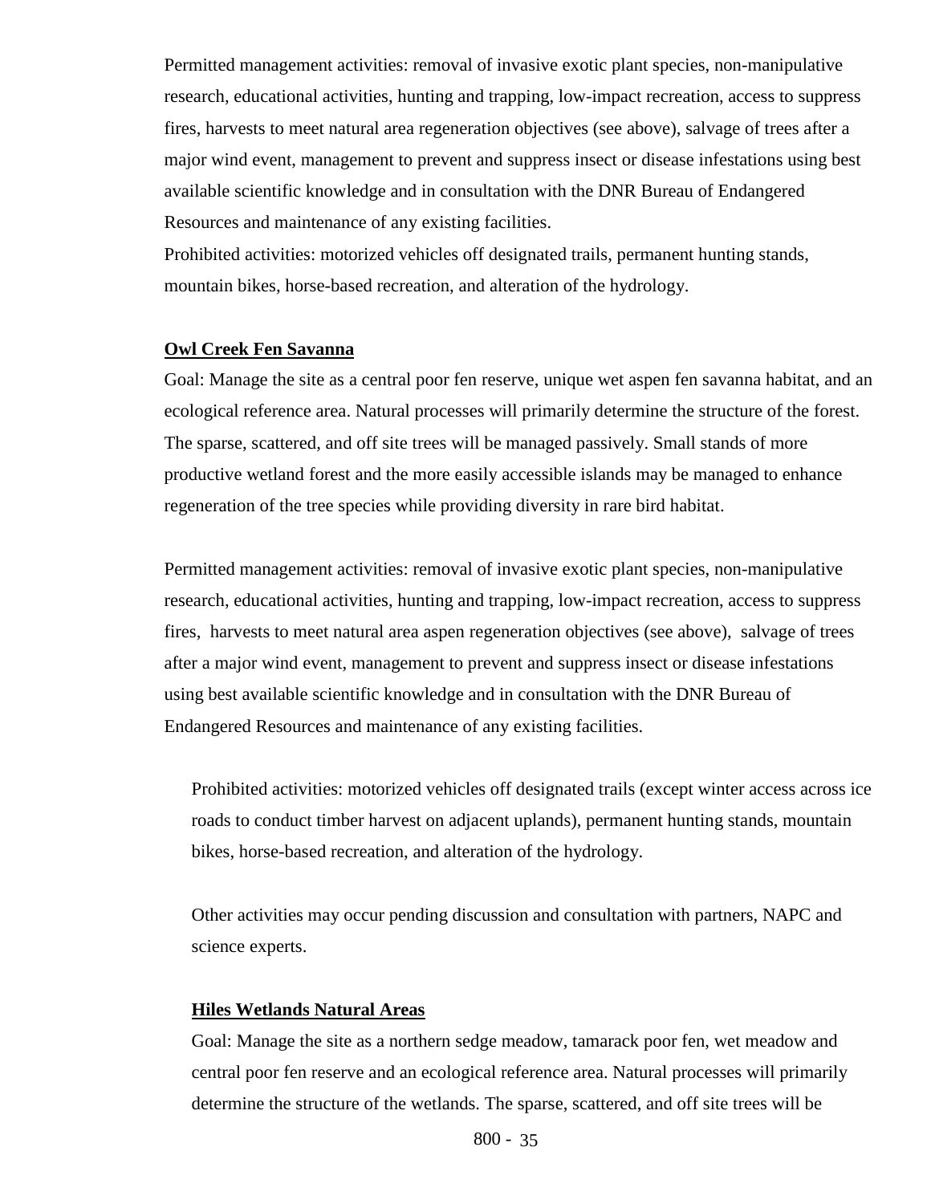Permitted management activities: removal of invasive exotic plant species, non-manipulative research, educational activities, hunting and trapping, low-impact recreation, access to suppress fires, harvests to meet natural area regeneration objectives (see above), salvage of trees after a major wind event, management to prevent and suppress insect or disease infestations using best available scientific knowledge and in consultation with the DNR Bureau of Endangered Resources and maintenance of any existing facilities.
Prohibited activities: motorized vehicles off designated trails, permanent hunting stands, mountain bikes, horse-based recreation, and alteration of the hydrology.

**Owl Creek Fen Savanna**

Goal: Manage the site as a central poor fen reserve, unique wet aspen fen savanna habitat, and an ecological reference area. Natural processes will primarily determine the structure of the forest. The sparse, scattered, and off site trees will be managed passively. Small stands of more productive wetland forest and the more easily accessible islands may be managed to enhance regeneration of the tree species while providing diversity in rare bird habitat.

Permitted management activities: removal of invasive exotic plant species, non-manipulative research, educational activities, hunting and trapping, low-impact recreation, access to suppress fires, harvests to meet natural area aspen regeneration objectives (see above), salvage of trees after a major wind event, management to prevent and suppress insect or disease infestations using best available scientific knowledge and in consultation with the DNR Bureau of Endangered Resources and maintenance of any existing facilities.

Prohibited activities: motorized vehicles off designated trails (except winter access across ice roads to conduct timber harvest on adjacent uplands), permanent hunting stands, mountain bikes, horse-based recreation, and alteration of the hydrology.

Other activities may occur pending discussion and consultation with partners, NAPC and science experts.

**Hiles Wetlands Natural Areas**

Goal: Manage the site as a northern sedge meadow, tamarack poor fen, wet meadow and central poor fen reserve and an ecological reference area. Natural processes will primarily determine the structure of the wetlands. The sparse, scattered, and off site trees will be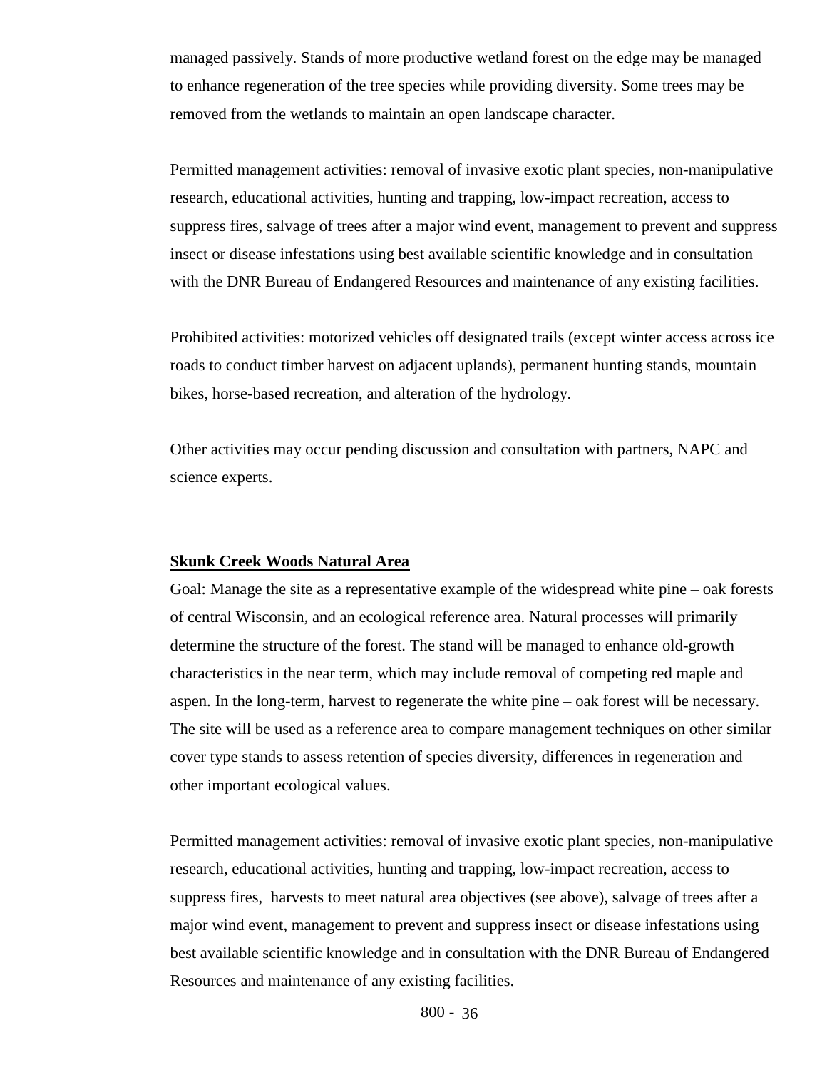managed passively. Stands of more productive wetland forest on the edge may be managed to enhance regeneration of the tree species while providing diversity. Some trees may be removed from the wetlands to maintain an open landscape character.

Permitted management activities: removal of invasive exotic plant species, non-manipulative research, educational activities, hunting and trapping, low-impact recreation, access to suppress fires, salvage of trees after a major wind event, management to prevent and suppress insect or disease infestations using best available scientific knowledge and in consultation with the DNR Bureau of Endangered Resources and maintenance of any existing facilities.

Prohibited activities: motorized vehicles off designated trails (except winter access across ice roads to conduct timber harvest on adjacent uplands), permanent hunting stands, mountain bikes, horse-based recreation, and alteration of the hydrology.

Other activities may occur pending discussion and consultation with partners, NAPC and science experts.

**Skunk Creek Woods Natural Area**

Goal: Manage the site as a representative example of the widespread white pine – oak forests of central Wisconsin, and an ecological reference area. Natural processes will primarily determine the structure of the forest. The stand will be managed to enhance old-growth characteristics in the near term, which may include removal of competing red maple and aspen. In the long-term, harvest to regenerate the white pine – oak forest will be necessary. The site will be used as a reference area to compare management techniques on other similar cover type stands to assess retention of species diversity, differences in regeneration and other important ecological values.

Permitted management activities: removal of invasive exotic plant species, non-manipulative research, educational activities, hunting and trapping, low-impact recreation, access to suppress fires, harvests to meet natural area objectives (see above), salvage of trees after a major wind event, management to prevent and suppress insect or disease infestations using best available scientific knowledge and in consultation with the DNR Bureau of Endangered Resources and maintenance of any existing facilities.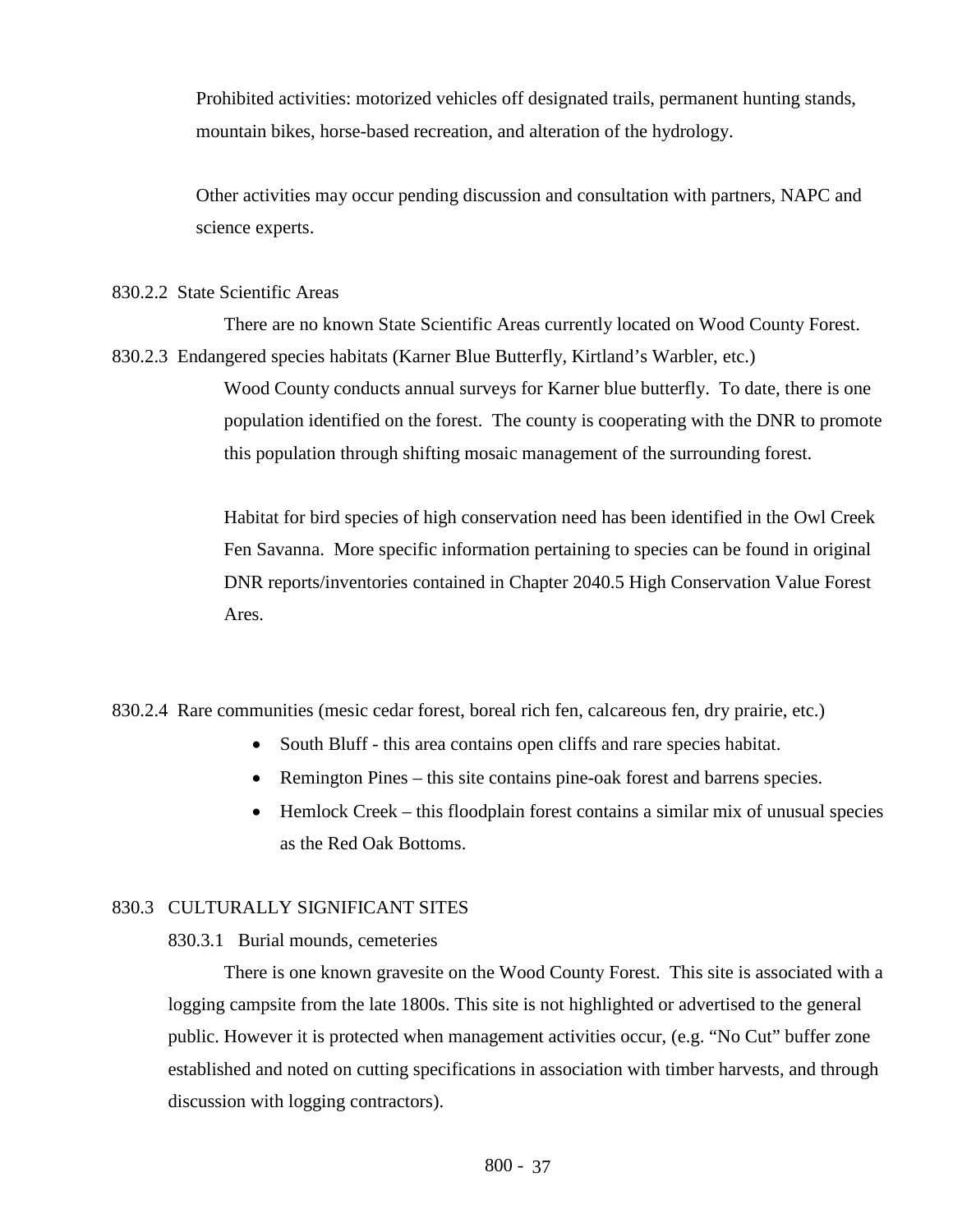Prohibited activities: motorized vehicles off designated trails, permanent hunting stands, mountain bikes, horse-based recreation, and alteration of the hydrology.

Other activities may occur pending discussion and consultation with partners, NAPC and science experts.

830.2.2 State Scientific Areas

There are no known State Scientific Areas currently located on Wood County Forest.

830.2.3 Endangered species habitats (Karner Blue Butterfly, Kirtland's Warbler, etc.)

Wood County conducts annual surveys for Karner blue butterfly. To date, there is one population identified on the forest. The county is cooperating with the DNR to promote this population through shifting mosaic management of the surrounding forest.

Habitat for bird species of high conservation need has been identified in the Owl Creek Fen Savanna. More specific information pertaining to species can be found in original DNR reports/inventories contained in Chapter 2040.5 High Conservation Value Forest Ares.

830.2.4 Rare communities (mesic cedar forest, boreal rich fen, calcareous fen, dry prairie, etc.)

- South Bluff - this area contains open cliffs and rare species habitat.
- Remington Pines – this site contains pine-oak forest and barrens species.
- Hemlock Creek – this floodplain forest contains a similar mix of unusual species as the Red Oak Bottoms.

830.3 CULTURALLY SIGNIFICANT SITES

830.3.1 Burial mounds, cemeteries

There is one known gravesite on the Wood County Forest. This site is associated with a logging campsite from the late 1800s. This site is not highlighted or advertised to the general public. However it is protected when management activities occur, (e.g. "No Cut" buffer zone established and noted on cutting specifications in association with timber harvests, and through discussion with logging contractors).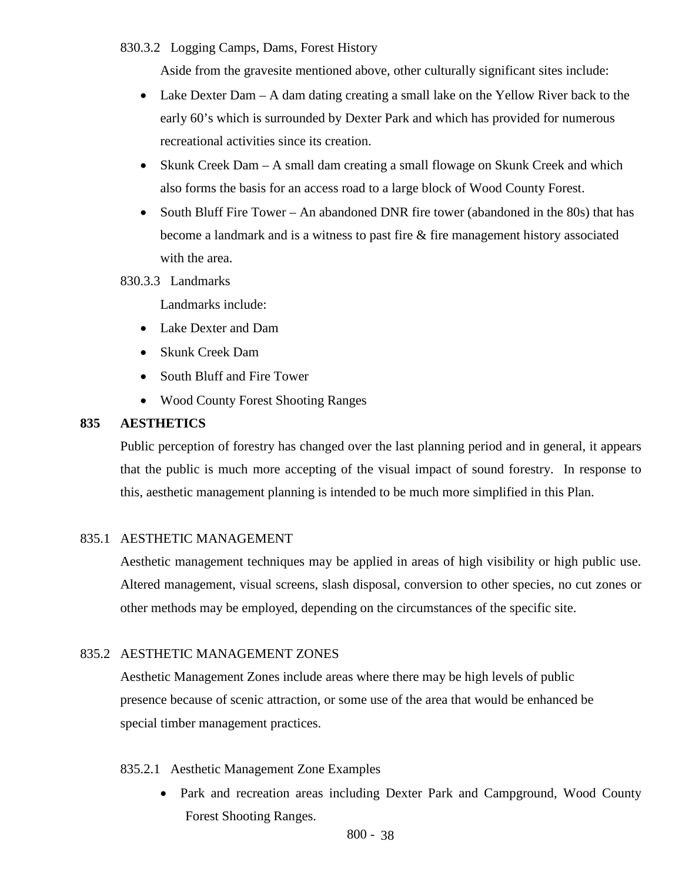830.3.2 Logging Camps, Dams, Forest History

Aside from the gravesite mentioned above, other culturally significant sites include:

- Lake Dexter Dam – A dam dating creating a small lake on the Yellow River back to the early 60's which is surrounded by Dexter Park and which has provided for numerous recreational activities since its creation.
- Skunk Creek Dam – A small dam creating a small flowage on Skunk Creek and which also forms the basis for an access road to a large block of Wood County Forest.
- South Bluff Fire Tower – An abandoned DNR fire tower (abandoned in the 80s) that has become a landmark and is a witness to past fire & fire management history associated with the area.

830.3.3 Landmarks

Landmarks include:

- Lake Dexter and Dam
- Skunk Creek Dam
- South Bluff and Fire Tower
- Wood County Forest Shooting Ranges

## 835 AESTHETICS

Public perception of forestry has changed over the last planning period and in general, it appears that the public is much more accepting of the visual impact of sound forestry. In response to this, aesthetic management planning is intended to be much more simplified in this Plan.

### 835.1 AESTHETIC MANAGEMENT

Aesthetic management techniques may be applied in areas of high visibility or high public use. Altered management, visual screens, slash disposal, conversion to other species, no cut zones or other methods may be employed, depending on the circumstances of the specific site.

### 835.2 AESTHETIC MANAGEMENT ZONES

Aesthetic Management Zones include areas where there may be high levels of public presence because of scenic attraction, or some use of the area that would be enhanced be special timber management practices.

835.2.1 Aesthetic Management Zone Examples

- Park and recreation areas including Dexter Park and Campground, Wood County Forest Shooting Ranges.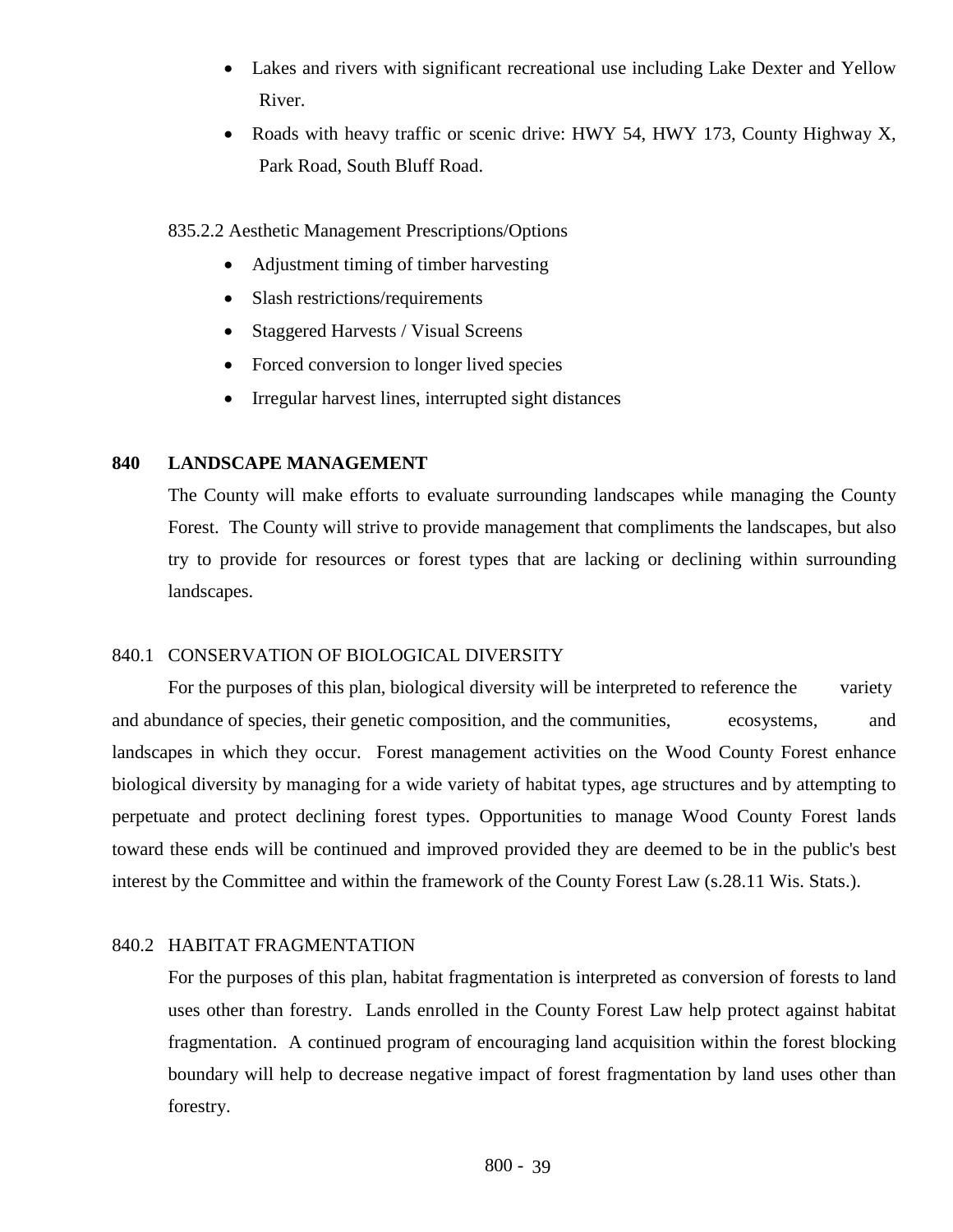- Lakes and rivers with significant recreational use including Lake Dexter and Yellow River.
- Roads with heavy traffic or scenic drive: HWY 54, HWY 173, County Highway X, Park Road, South Bluff Road.

835.2.2 Aesthetic Management Prescriptions/Options

- Adjustment timing of timber harvesting
- Slash restrictions/requirements
- Staggered Harvests / Visual Screens
- Forced conversion to longer lived species
- Irregular harvest lines, interrupted sight distances

## 840 LANDSCAPE MANAGEMENT

The County will make efforts to evaluate surrounding landscapes while managing the County Forest. The County will strive to provide management that compliments the landscapes, but also try to provide for resources or forest types that are lacking or declining within surrounding landscapes.

### 840.1 CONSERVATION OF BIOLOGICAL DIVERSITY

For the purposes of this plan, biological diversity will be interpreted to reference the variety and abundance of species, their genetic composition, and the communities, ecosystems, and landscapes in which they occur. Forest management activities on the Wood County Forest enhance biological diversity by managing for a wide variety of habitat types, age structures and by attempting to perpetuate and protect declining forest types. Opportunities to manage Wood County Forest lands toward these ends will be continued and improved provided they are deemed to be in the public's best interest by the Committee and within the framework of the County Forest Law (s.28.11 Wis. Stats.).

### 840.2 HABITAT FRAGMENTATION

For the purposes of this plan, habitat fragmentation is interpreted as conversion of forests to land uses other than forestry. Lands enrolled in the County Forest Law help protect against habitat fragmentation. A continued program of encouraging land acquisition within the forest blocking boundary will help to decrease negative impact of forest fragmentation by land uses other than forestry.